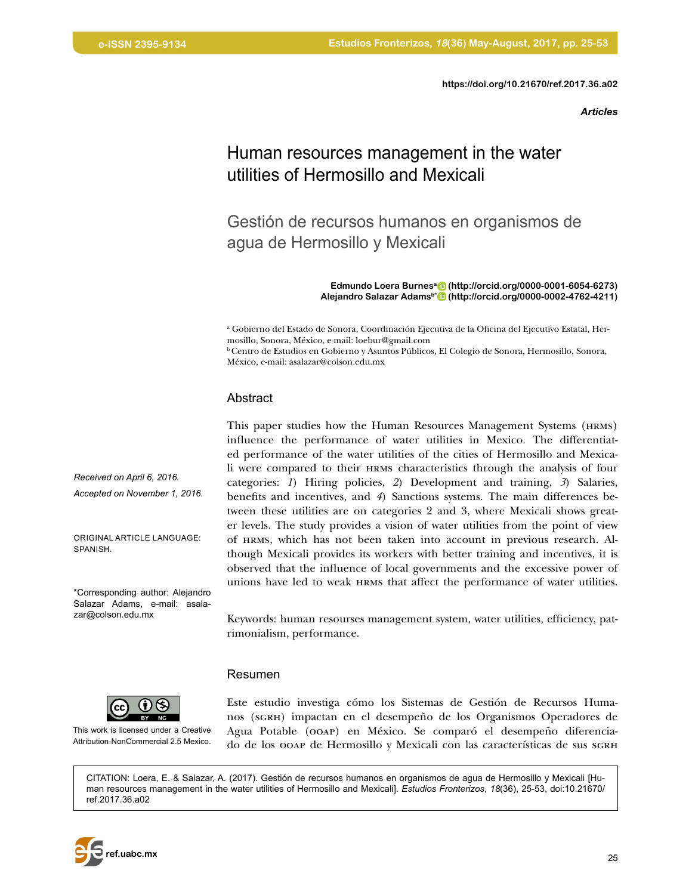https://doi.org/10.21670/ref.2017.36.a02

*Articles*

# Human resources management in the water utilities of Hermosillo and Mexicali

## Gestión de recursos humanos en organismos de agua de Hermosillo y Mexicali

**Edmundo Loera Burnes[a] (http://orcid.org/0000-0001-6054-6273)**
**Alejandro Salazar Adams[b*] (http://orcid.org/0000-0002-4762-4211)**

[a] Gobierno del Estado de Sonora, Coordinación Ejecutiva de la Oficina del Ejecutivo Estatal, Hermosillo, Sonora, México, e-mail: loebur@gmail.com
[b] Centro de Estudios en Gobierno y Asuntos Públicos, El Colegio de Sonora, Hermosillo, Sonora, México, e-mail: asalazar@colson.edu.mx

*Received on April 6, 2016.*
*Accepted on November 1, 2016.*

ORIGINAL ARTICLE LANGUAGE: SPANISH.

*Corresponding author: Alejandro Salazar Adams, e-mail: asalazar@colson.edu.mx

This work is licensed under a Creative Attribution-NonCommercial 2.5 Mexico.

### Abstract

This paper studies how the Human Resources Management Systems (HRMS) influence the performance of water utilities in Mexico. The differentiated performance of the water utilities of the cities of Hermosillo and Mexicali were compared to their HRMS characteristics through the analysis of four categories: *1*) Hiring policies, *2*) Development and training, *3*) Salaries, benefits and incentives, and *4*) Sanctions systems. The main differences between these utilities are on categories 2 and 3, where Mexicali shows greater levels. The study provides a vision of water utilities from the point of view of HRMS, which has not been taken into account in previous research. Although Mexicali provides its workers with better training and incentives, it is observed that the influence of local governments and the excessive power of unions have led to weak HRMS that affect the performance of water utilities.

Keywords: human resourses management system, water utilities, efficiency, patrimonialism, performance.

### Resumen

Este estudio investiga cómo los Sistemas de Gestión de Recursos Humanos (SGRH) impactan en el desempeño de los Organismos Operadores de Agua Potable (OOAP) en México. Se comparó el desempeño diferenciado de los OOAP de Hermosillo y Mexicali con las características de sus SGRH

CITATION: Loera, E. & Salazar, A. (2017). Gestión de recursos humanos en organismos de agua de Hermosillo y Mexicali [Human resources management in the water utilities of Hermosillo and Mexicali]. *Estudios Fronterizos*, *18*(36), 25-53, doi:10.21670/ref.2017.36.a02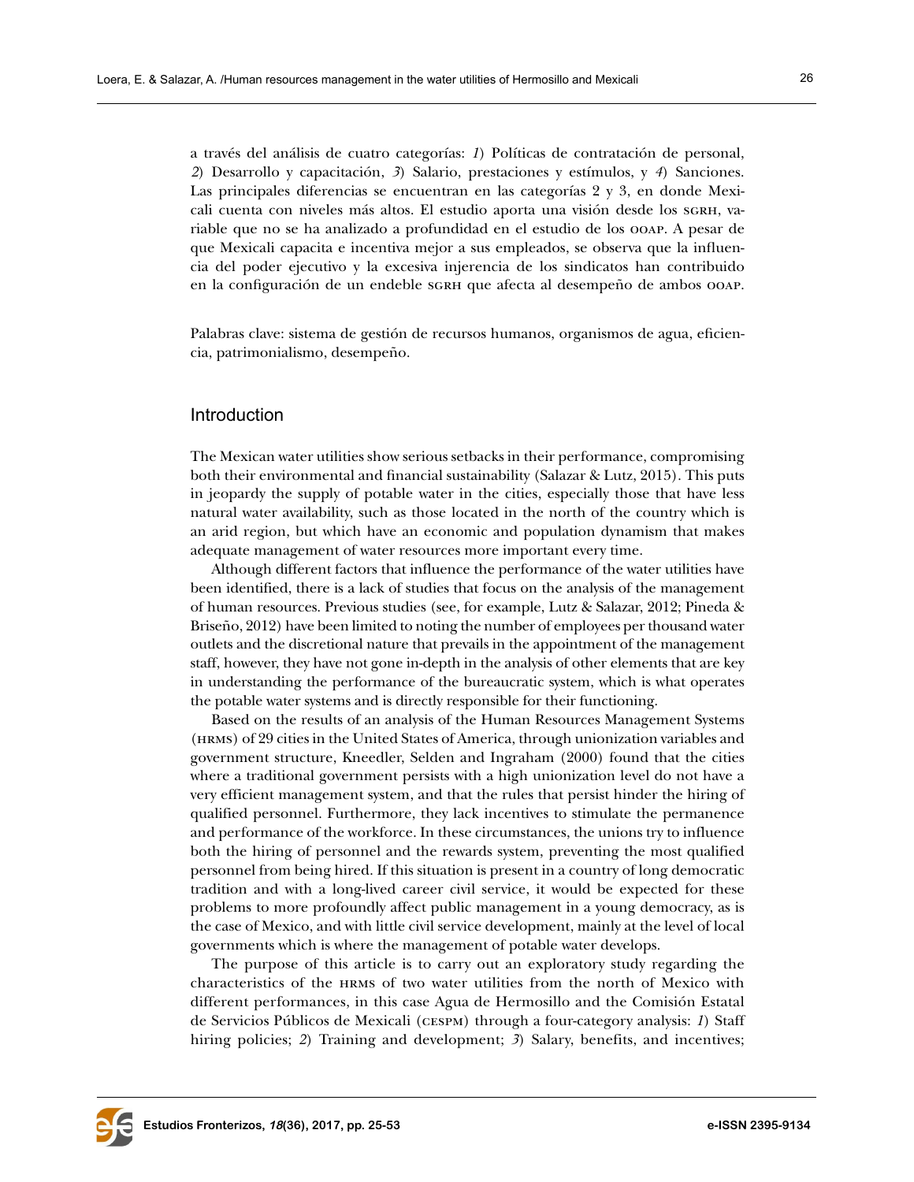a través del análisis de cuatro categorías: *1*) Políticas de contratación de personal, *2*) Desarrollo y capacitación, *3*) Salario, prestaciones y estímulos, y *4*) Sanciones. Las principales diferencias se encuentran en las categorías 2 y 3, en donde Mexicali cuenta con niveles más altos. El estudio aporta una visión desde los SGRH, variable que no se ha analizado a profundidad en el estudio de los OOAP. A pesar de que Mexicali capacita e incentiva mejor a sus empleados, se observa que la influencia del poder ejecutivo y la excesiva injerencia de los sindicatos han contribuido en la configuración de un endeble SGRH que afecta al desempeño de ambos OOAP.

Palabras clave: sistema de gestión de recursos humanos, organismos de agua, eficiencia, patrimonialismo, desempeño.

## Introduction

The Mexican water utilities show serious setbacks in their performance, compromising both their environmental and financial sustainability (Salazar & Lutz, 2015). This puts in jeopardy the supply of potable water in the cities, especially those that have less natural water availability, such as those located in the north of the country which is an arid region, but which have an economic and population dynamism that makes adequate management of water resources more important every time.

Although different factors that influence the performance of the water utilities have been identified, there is a lack of studies that focus on the analysis of the management of human resources. Previous studies (see, for example, Lutz & Salazar, 2012; Pineda & Briseño, 2012) have been limited to noting the number of employees per thousand water outlets and the discretional nature that prevails in the appointment of the management staff, however, they have not gone in-depth in the analysis of other elements that are key in understanding the performance of the bureaucratic system, which is what operates the potable water systems and is directly responsible for their functioning.

Based on the results of an analysis of the Human Resources Management Systems (HRMS) of 29 cities in the United States of America, through unionization variables and government structure, Kneedler, Selden and Ingraham (2000) found that the cities where a traditional government persists with a high unionization level do not have a very efficient management system, and that the rules that persist hinder the hiring of qualified personnel. Furthermore, they lack incentives to stimulate the permanence and performance of the workforce. In these circumstances, the unions try to influence both the hiring of personnel and the rewards system, preventing the most qualified personnel from being hired. If this situation is present in a country of long democratic tradition and with a long-lived career civil service, it would be expected for these problems to more profoundly affect public management in a young democracy, as is the case of Mexico, and with little civil service development, mainly at the level of local governments which is where the management of potable water develops.

The purpose of this article is to carry out an exploratory study regarding the characteristics of the HRMS of two water utilities from the north of Mexico with different performances, in this case Agua de Hermosillo and the Comisión Estatal de Servicios Públicos de Mexicali (CESPM) through a four-category analysis: *1*) Staff hiring policies; *2*) Training and development; *3*) Salary, benefits, and incentives;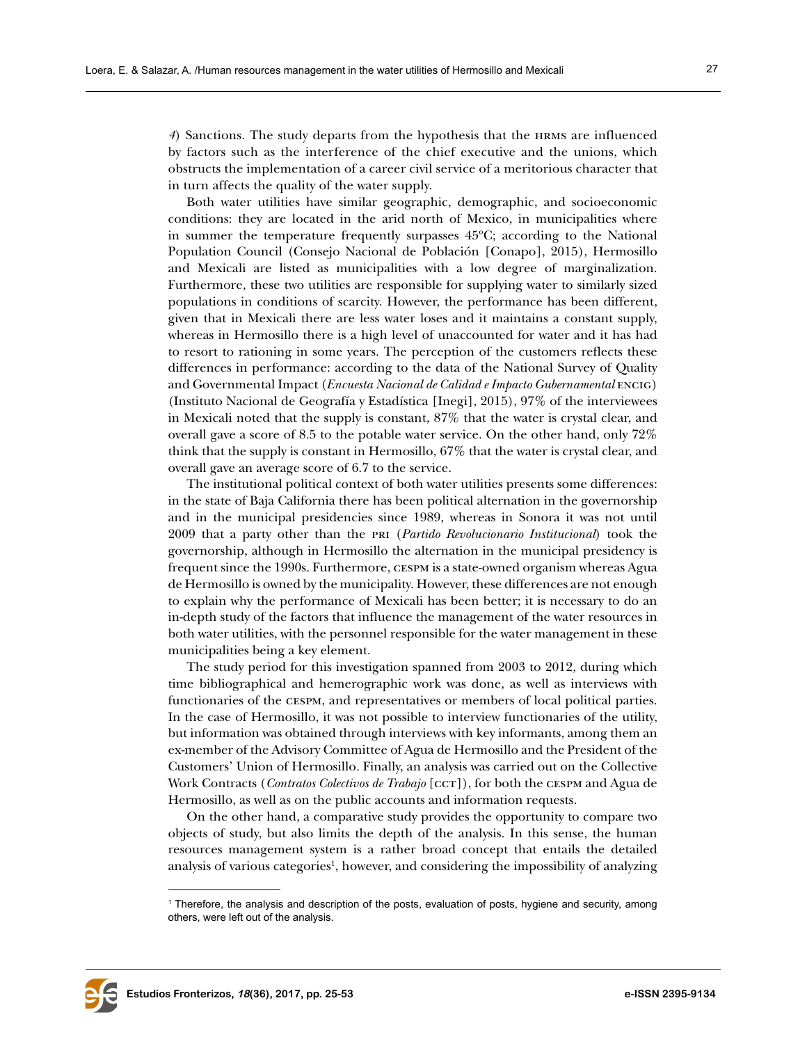*4*) Sanctions. The study departs from the hypothesis that the HRMS are influenced by factors such as the interference of the chief executive and the unions, which obstructs the implementation of a career civil service of a meritorious character that in turn affects the quality of the water supply.

Both water utilities have similar geographic, demographic, and socioeconomic conditions: they are located in the arid north of Mexico, in municipalities where in summer the temperature frequently surpasses 45ºC; according to the National Population Council (Consejo Nacional de Población [Conapo], 2015), Hermosillo and Mexicali are listed as municipalities with a low degree of marginalization. Furthermore, these two utilities are responsible for supplying water to similarly sized populations in conditions of scarcity. However, the performance has been different, given that in Mexicali there are less water loses and it maintains a constant supply, whereas in Hermosillo there is a high level of unaccounted for water and it has had to resort to rationing in some years. The perception of the customers reflects these differences in performance: according to the data of the National Survey of Quality and Governmental Impact (*Encuesta Nacional de Calidad e Impacto Gubernamental* ENCIG) (Instituto Nacional de Geografía y Estadística [Inegi], 2015), 97% of the interviewees in Mexicali noted that the supply is constant, 87% that the water is crystal clear, and overall gave a score of 8.5 to the potable water service. On the other hand, only 72% think that the supply is constant in Hermosillo, 67% that the water is crystal clear, and overall gave an average score of 6.7 to the service.

The institutional political context of both water utilities presents some differences: in the state of Baja California there has been political alternation in the governorship and in the municipal presidencies since 1989, whereas in Sonora it was not until 2009 that a party other than the PRI (*Partido Revolucionario Institucional*) took the governorship, although in Hermosillo the alternation in the municipal presidency is frequent since the 1990s. Furthermore, CESPM is a state-owned organism whereas Agua de Hermosillo is owned by the municipality. However, these differences are not enough to explain why the performance of Mexicali has been better; it is necessary to do an in-depth study of the factors that influence the management of the water resources in both water utilities, with the personnel responsible for the water management in these municipalities being a key element.

The study period for this investigation spanned from 2003 to 2012, during which time bibliographical and hemerographic work was done, as well as interviews with functionaries of the CESPM, and representatives or members of local political parties. In the case of Hermosillo, it was not possible to interview functionaries of the utility, but information was obtained through interviews with key informants, among them an ex-member of the Advisory Committee of Agua de Hermosillo and the President of the Customers' Union of Hermosillo. Finally, an analysis was carried out on the Collective Work Contracts (*Contratos Colectivos de Trabajo* [CCT]), for both the CESPM and Agua de Hermosillo, as well as on the public accounts and information requests.

On the other hand, a comparative study provides the opportunity to compare two objects of study, but also limits the depth of the analysis. In this sense, the human resources management system is a rather broad concept that entails the detailed analysis of various categories[1], however, and considering the impossibility of analyzing

[1] Therefore, the analysis and description of the posts, evaluation of posts, hygiene and security, among others, were left out of the analysis.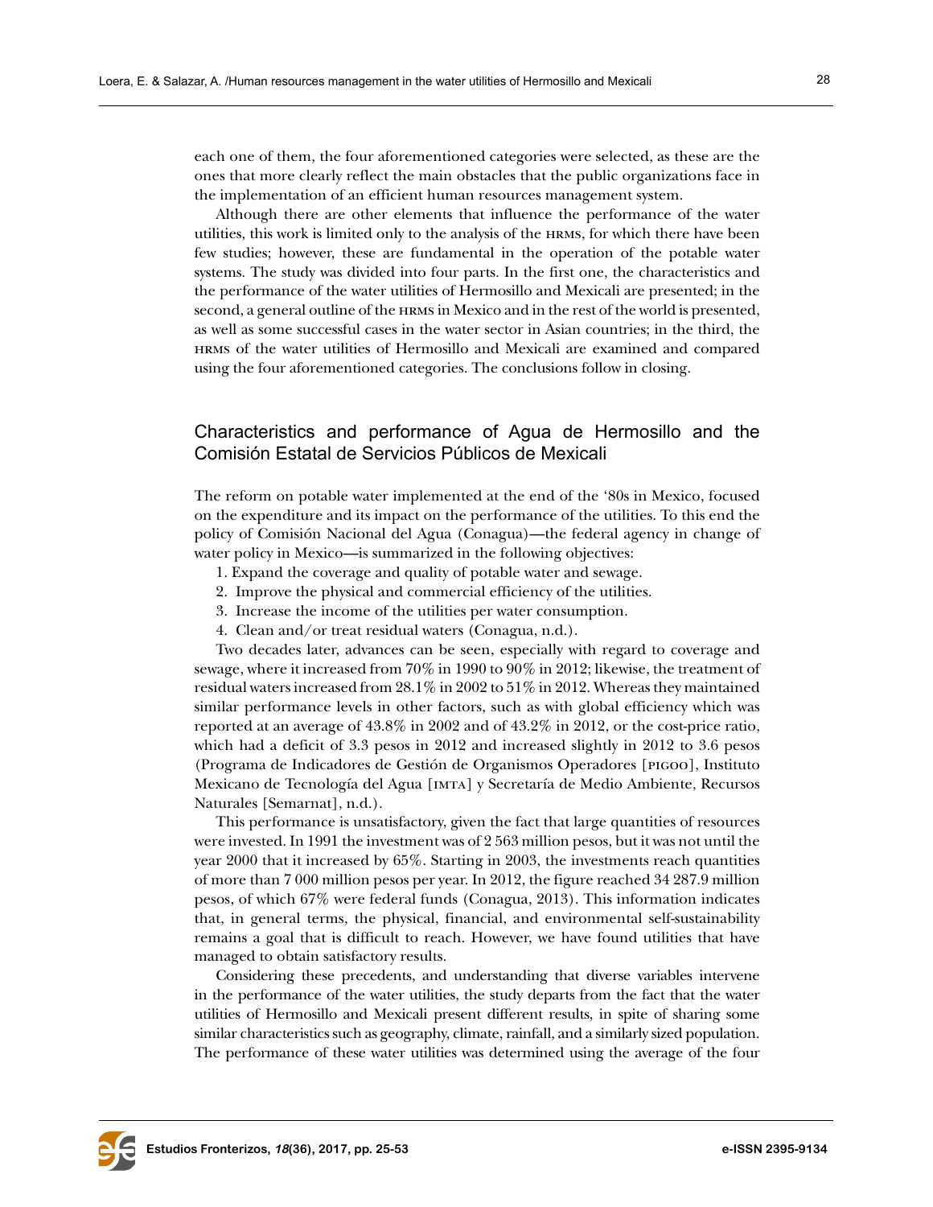each one of them, the four aforementioned categories were selected, as these are the ones that more clearly reflect the main obstacles that the public organizations face in the implementation of an efficient human resources management system.

Although there are other elements that influence the performance of the water utilities, this work is limited only to the analysis of the HRMS, for which there have been few studies; however, these are fundamental in the operation of the potable water systems. The study was divided into four parts. In the first one, the characteristics and the performance of the water utilities of Hermosillo and Mexicali are presented; in the second, a general outline of the HRMS in Mexico and in the rest of the world is presented, as well as some successful cases in the water sector in Asian countries; in the third, the HRMS of the water utilities of Hermosillo and Mexicali are examined and compared using the four aforementioned categories. The conclusions follow in closing.

## Characteristics and performance of Agua de Hermosillo and the Comisión Estatal de Servicios Públicos de Mexicali

The reform on potable water implemented at the end of the '80s in Mexico, focused on the expenditure and its impact on the performance of the utilities. To this end the policy of Comisión Nacional del Agua (Conagua)—the federal agency in change of water policy in Mexico—is summarized in the following objectives:

1. Expand the coverage and quality of potable water and sewage.
2. Improve the physical and commercial efficiency of the utilities.
3. Increase the income of the utilities per water consumption.
4. Clean and/or treat residual waters (Conagua, n.d.).

Two decades later, advances can be seen, especially with regard to coverage and sewage, where it increased from 70% in 1990 to 90% in 2012; likewise, the treatment of residual waters increased from 28.1% in 2002 to 51% in 2012. Whereas they maintained similar performance levels in other factors, such as with global efficiency which was reported at an average of 43.8% in 2002 and of 43.2% in 2012, or the cost-price ratio, which had a deficit of 3.3 pesos in 2012 and increased slightly in 2012 to 3.6 pesos (Programa de Indicadores de Gestión de Organismos Operadores [PIGOO], Instituto Mexicano de Tecnología del Agua [IMTA] y Secretaría de Medio Ambiente, Recursos Naturales [Semarnat], n.d.).

This performance is unsatisfactory, given the fact that large quantities of resources were invested. In 1991 the investment was of 2 563 million pesos, but it was not until the year 2000 that it increased by 65%. Starting in 2003, the investments reach quantities of more than 7 000 million pesos per year. In 2012, the figure reached 34 287.9 million pesos, of which 67% were federal funds (Conagua, 2013). This information indicates that, in general terms, the physical, financial, and environmental self-sustainability remains a goal that is difficult to reach. However, we have found utilities that have managed to obtain satisfactory results.

Considering these precedents, and understanding that diverse variables intervene in the performance of the water utilities, the study departs from the fact that the water utilities of Hermosillo and Mexicali present different results, in spite of sharing some similar characteristics such as geography, climate, rainfall, and a similarly sized population. The performance of these water utilities was determined using the average of the four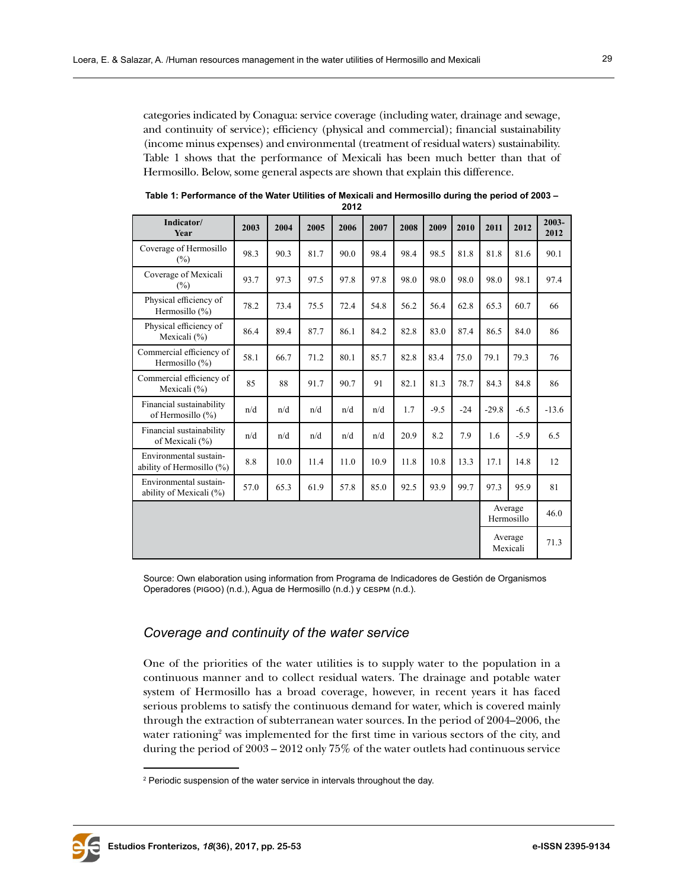categories indicated by Conagua: service coverage (including water, drainage and sewage, and continuity of service); efficiency (physical and commercial); financial sustainability (income minus expenses) and environmental (treatment of residual waters) sustainability. Table 1 shows that the performance of Mexicali has been much better than that of Hermosillo. Below, some general aspects are shown that explain this difference.

**Table 1: Performance of the Water Utilities of Mexicali and Hermosillo during the period of 2003 – 2012**

| Indicator/ Year | 2003 | 2004 | 2005 | 2006 | 2007 | 2008 | 2009 | 2010 | 2011 | 2012 | 2003-2012 |
|---|---|---|---|---|---|---|---|---|---|---|---|
| Coverage of Hermosillo (%) | 98.3 | 90.3 | 81.7 | 90.0 | 98.4 | 98.4 | 98.5 | 81.8 | 81.8 | 81.6 | 90.1 |
| Coverage of Mexicali (%) | 93.7 | 97.3 | 97.5 | 97.8 | 97.8 | 98.0 | 98.0 | 98.0 | 98.0 | 98.1 | 97.4 |
| Physical efficiency of Hermosillo (%) | 78.2 | 73.4 | 75.5 | 72.4 | 54.8 | 56.2 | 56.4 | 62.8 | 65.3 | 60.7 | 66 |
| Physical efficiency of Mexicali (%) | 86.4 | 89.4 | 87.7 | 86.1 | 84.2 | 82.8 | 83.0 | 87.4 | 86.5 | 84.0 | 86 |
| Commercial efficiency of Hermosillo (%) | 58.1 | 66.7 | 71.2 | 80.1 | 85.7 | 82.8 | 83.4 | 75.0 | 79.1 | 79.3 | 76 |
| Commercial efficiency of Mexicali (%) | 85 | 88 | 91.7 | 90.7 | 91 | 82.1 | 81.3 | 78.7 | 84.3 | 84.8 | 86 |
| Financial sustainability of Hermosillo (%) | n/d | n/d | n/d | n/d | n/d | 1.7 | -9.5 | -24 | -29.8 | -6.5 | -13.6 |
| Financial sustainability of Mexicali (%) | n/d | n/d | n/d | n/d | n/d | 20.9 | 8.2 | 7.9 | 1.6 | -5.9 | 6.5 |
| Environmental sustainability of Hermosillo (%) | 8.8 | 10.0 | 11.4 | 11.0 | 10.9 | 11.8 | 10.8 | 13.3 | 17.1 | 14.8 | 12 |
| Environmental sustainability of Mexicali (%) | 57.0 | 65.3 | 61.9 | 57.8 | 85.0 | 92.5 | 93.9 | 99.7 | 97.3 | 95.9 | 81 |
| | | | | | | | | | Average Hermosillo | | 46.0 |
| | | | | | | | | | Average Mexicali | | 71.3 |

Source: Own elaboration using information from Programa de Indicadores de Gestión de Organismos Operadores (PIGOO) (n.d.), Agua de Hermosillo (n.d.) y CESPM (n.d.).

## *Coverage and continuity of the water service*

One of the priorities of the water utilities is to supply water to the population in a continuous manner and to collect residual waters. The drainage and potable water system of Hermosillo has a broad coverage, however, in recent years it has faced serious problems to satisfy the continuous demand for water, which is covered mainly through the extraction of subterranean water sources. In the period of 2004–2006, the water rationing[2] was implemented for the first time in various sectors of the city, and during the period of 2003 – 2012 only 75% of the water outlets had continuous service

[2] Periodic suspension of the water service in intervals throughout the day.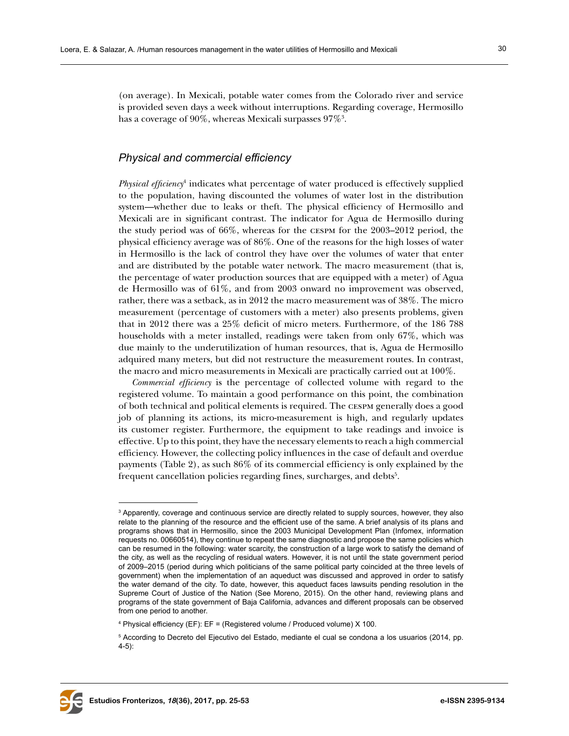(on average). In Mexicali, potable water comes from the Colorado river and service is provided seven days a week without interruptions. Regarding coverage, Hermosillo has a coverage of 90%, whereas Mexicali surpasses 97%[3].

## Physical and commercial efficiency

*Physical efficiency*[4] indicates what percentage of water produced is effectively supplied to the population, having discounted the volumes of water lost in the distribution system—whether due to leaks or theft. The physical efficiency of Hermosillo and Mexicali are in significant contrast. The indicator for Agua de Hermosillo during the study period was of 66%, whereas for the CESPM for the 2003–2012 period, the physical efficiency average was of 86%. One of the reasons for the high losses of water in Hermosillo is the lack of control they have over the volumes of water that enter and are distributed by the potable water network. The macro measurement (that is, the percentage of water production sources that are equipped with a meter) of Agua de Hermosillo was of 61%, and from 2003 onward no improvement was observed, rather, there was a setback, as in 2012 the macro measurement was of 38%. The micro measurement (percentage of customers with a meter) also presents problems, given that in 2012 there was a 25% deficit of micro meters. Furthermore, of the 186 788 households with a meter installed, readings were taken from only 67%, which was due mainly to the underutilization of human resources, that is, Agua de Hermosillo adquired many meters, but did not restructure the measurement routes. In contrast, the macro and micro measurements in Mexicali are practically carried out at 100%.

*Commercial efficiency* is the percentage of collected volume with regard to the registered volume. To maintain a good performance on this point, the combination of both technical and political elements is required. The CESPM generally does a good job of planning its actions, its micro-measurement is high, and regularly updates its customer register. Furthermore, the equipment to take readings and invoice is effective. Up to this point, they have the necessary elements to reach a high commercial efficiency. However, the collecting policy influences in the case of default and overdue payments (Table 2), as such 86% of its commercial efficiency is only explained by the frequent cancellation policies regarding fines, surcharges, and debts[5].

---

[3] Apparently, coverage and continuous service are directly related to supply sources, however, they also relate to the planning of the resource and the efficient use of the same. A brief analysis of its plans and programs shows that in Hermosillo, since the 2003 Municipal Development Plan (Infomex, information requests no. 00660514), they continue to repeat the same diagnostic and propose the same policies which can be resumed in the following: water scarcity, the construction of a large work to satisfy the demand of the city, as well as the recycling of residual waters. However, it is not until the state government period of 2009–2015 (period during which politicians of the same political party coincided at the three levels of government) when the implementation of an aqueduct was discussed and approved in order to satisfy the water demand of the city. To date, however, this aqueduct faces lawsuits pending resolution in the Supreme Court of Justice of the Nation (See Moreno, 2015). On the other hand, reviewing plans and programs of the state government of Baja California, advances and different proposals can be observed from one period to another.

[4] Physical efficiency (EF): EF = (Registered volume / Produced volume) X 100.

[5] According to Decreto del Ejecutivo del Estado, mediante el cual se condona a los usuarios (2014, pp. 4-5):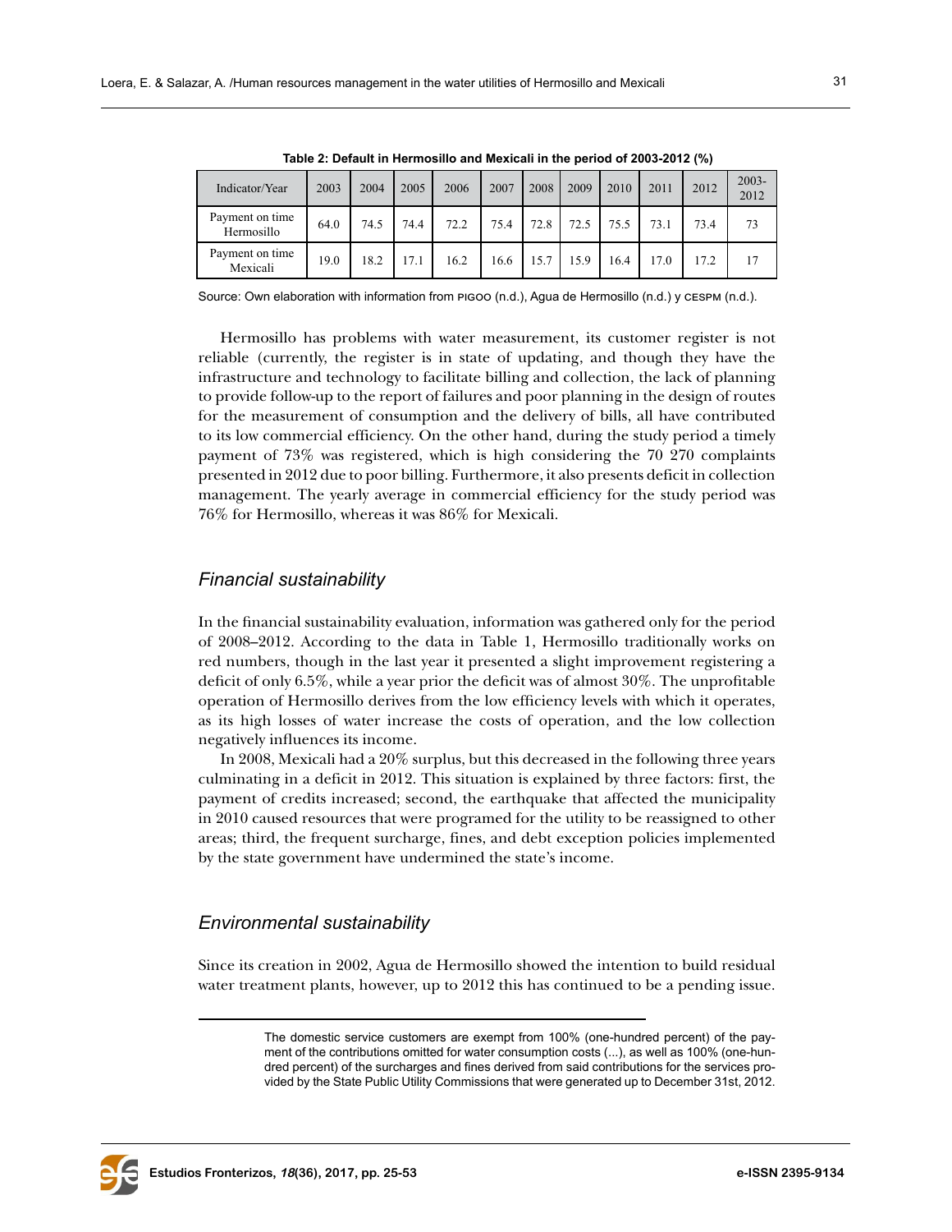**Table 2: Default in Hermosillo and Mexicali in the period of 2003-2012 (%)**

| Indicator/Year | 2003 | 2004 | 2005 | 2006 | 2007 | 2008 | 2009 | 2010 | 2011 | 2012 | 2003-2012 |
|---|---|---|---|---|---|---|---|---|---|---|---|
| Payment on time Hermosillo | 64.0 | 74.5 | 74.4 | 72.2 | 75.4 | 72.8 | 72.5 | 75.5 | 73.1 | 73.4 | 73 |
| Payment on time Mexicali | 19.0 | 18.2 | 17.1 | 16.2 | 16.6 | 15.7 | 15.9 | 16.4 | 17.0 | 17.2 | 17 |

Source: Own elaboration with information from PIGOO (n.d.), Agua de Hermosillo (n.d.) y CESPM (n.d.).

Hermosillo has problems with water measurement, its customer register is not reliable (currently, the register is in state of updating, and though they have the infrastructure and technology to facilitate billing and collection, the lack of planning to provide follow-up to the report of failures and poor planning in the design of routes for the measurement of consumption and the delivery of bills, all have contributed to its low commercial efficiency. On the other hand, during the study period a timely payment of 73% was registered, which is high considering the 70 270 complaints presented in 2012 due to poor billing. Furthermore, it also presents deficit in collection management. The yearly average in commercial efficiency for the study period was 76% for Hermosillo, whereas it was 86% for Mexicali.

## *Financial sustainability*

In the financial sustainability evaluation, information was gathered only for the period of 2008–2012. According to the data in Table 1, Hermosillo traditionally works on red numbers, though in the last year it presented a slight improvement registering a deficit of only 6.5%, while a year prior the deficit was of almost 30%. The unprofitable operation of Hermosillo derives from the low efficiency levels with which it operates, as its high losses of water increase the costs of operation, and the low collection negatively influences its income.

In 2008, Mexicali had a 20% surplus, but this decreased in the following three years culminating in a deficit in 2012. This situation is explained by three factors: first, the payment of credits increased; second, the earthquake that affected the municipality in 2010 caused resources that were programed for the utility to be reassigned to other areas; third, the frequent surcharge, fines, and debt exception policies implemented by the state government have undermined the state's income.

## *Environmental sustainability*

Since its creation in 2002, Agua de Hermosillo showed the intention to build residual water treatment plants, however, up to 2012 this has continued to be a pending issue.

---

The domestic service customers are exempt from 100% (one-hundred percent) of the payment of the contributions omitted for water consumption costs (...), as well as 100% (one-hundred percent) of the surcharges and fines derived from said contributions for the services provided by the State Public Utility Commissions that were generated up to December 31st, 2012.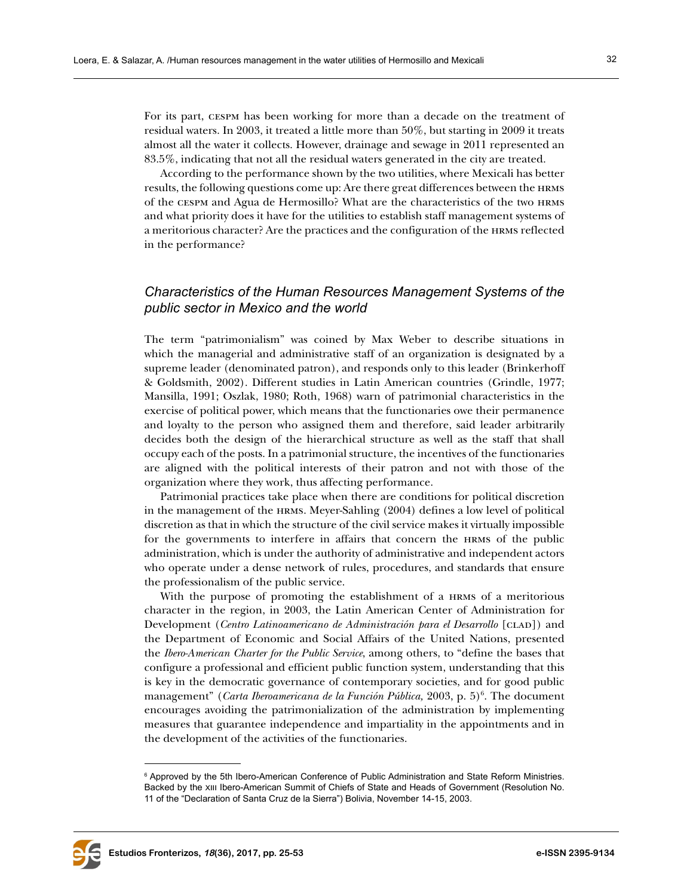For its part, CESPM has been working for more than a decade on the treatment of residual waters. In 2003, it treated a little more than 50%, but starting in 2009 it treats almost all the water it collects. However, drainage and sewage in 2011 represented an 83.5%, indicating that not all the residual waters generated in the city are treated.

According to the performance shown by the two utilities, where Mexicali has better results, the following questions come up: Are there great differences between the HRMS of the CESPM and Agua de Hermosillo? What are the characteristics of the two HRMS and what priority does it have for the utilities to establish staff management systems of a meritorious character? Are the practices and the configuration of the HRMS reflected in the performance?

## *Characteristics of the Human Resources Management Systems of the public sector in Mexico and the world*

The term "patrimonialism" was coined by Max Weber to describe situations in which the managerial and administrative staff of an organization is designated by a supreme leader (denominated patron), and responds only to this leader (Brinkerhoff & Goldsmith, 2002). Different studies in Latin American countries (Grindle, 1977; Mansilla, 1991; Oszlak, 1980; Roth, 1968) warn of patrimonial characteristics in the exercise of political power, which means that the functionaries owe their permanence and loyalty to the person who assigned them and therefore, said leader arbitrarily decides both the design of the hierarchical structure as well as the staff that shall occupy each of the posts. In a patrimonial structure, the incentives of the functionaries are aligned with the political interests of their patron and not with those of the organization where they work, thus affecting performance.

Patrimonial practices take place when there are conditions for political discretion in the management of the HRMS. Meyer-Sahling (2004) defines a low level of political discretion as that in which the structure of the civil service makes it virtually impossible for the governments to interfere in affairs that concern the HRMS of the public administration, which is under the authority of administrative and independent actors who operate under a dense network of rules, procedures, and standards that ensure the professionalism of the public service.

With the purpose of promoting the establishment of a HRMS of a meritorious character in the region, in 2003, the Latin American Center of Administration for Development (*Centro Latinoamericano de Administración para el Desarrollo* [CLAD]) and the Department of Economic and Social Affairs of the United Nations, presented the *Ibero-American Charter for the Public Service*, among others, to "define the bases that configure a professional and efficient public function system, understanding that this is key in the democratic governance of contemporary societies, and for good public management" (*Carta Iberoamericana de la Función Pública,* 2003, p. 5)[6]. The document encourages avoiding the patrimonialization of the administration by implementing measures that guarantee independence and impartiality in the appointments and in the development of the activities of the functionaries.

[6] Approved by the 5th Ibero-American Conference of Public Administration and State Reform Ministries. Backed by the XIII Ibero-American Summit of Chiefs of State and Heads of Government (Resolution No. 11 of the "Declaration of Santa Cruz de la Sierra") Bolivia, November 14-15, 2003.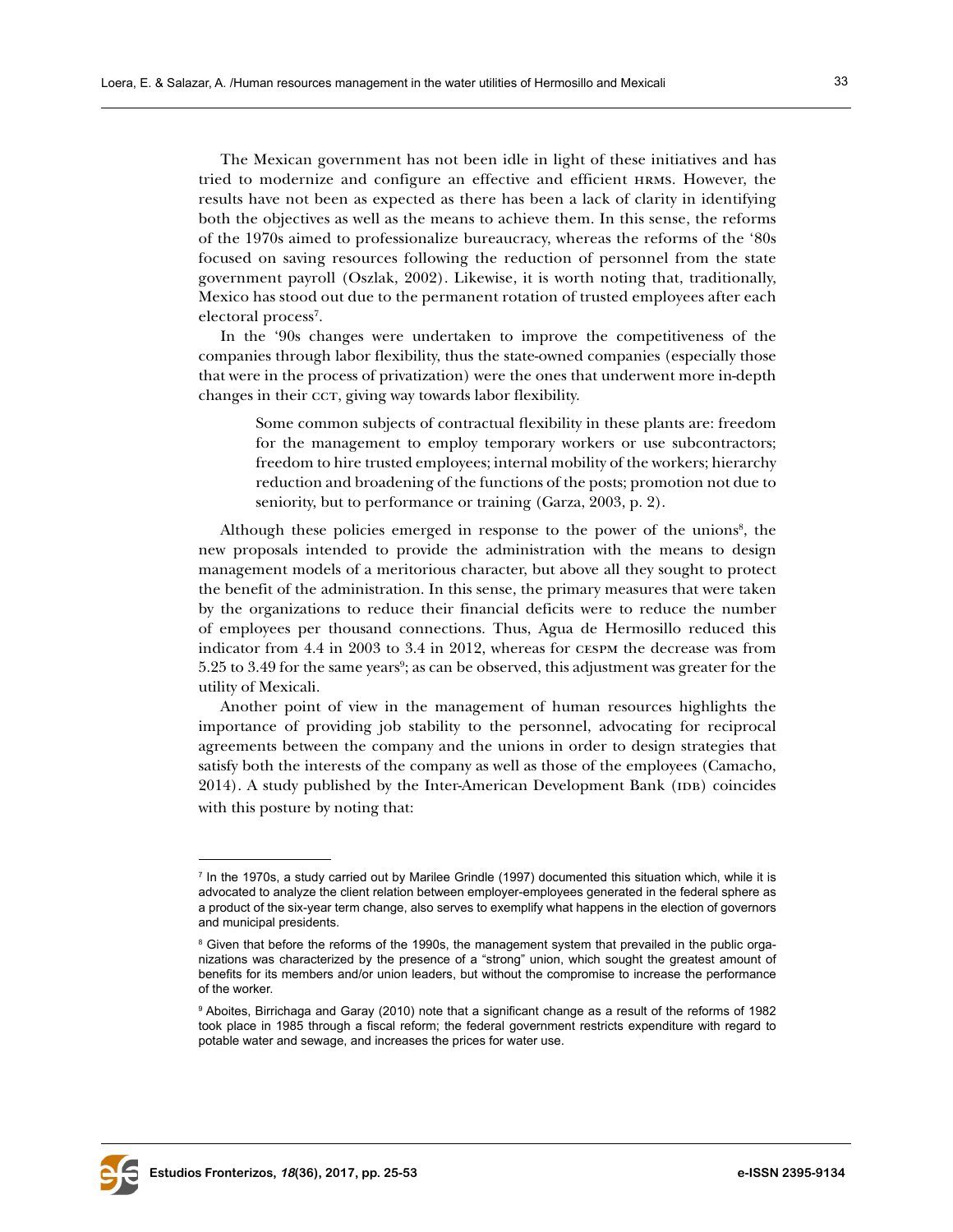The Mexican government has not been idle in light of these initiatives and has tried to modernize and configure an effective and efficient HRMS. However, the results have not been as expected as there has been a lack of clarity in identifying both the objectives as well as the means to achieve them. In this sense, the reforms of the 1970s aimed to professionalize bureaucracy, whereas the reforms of the '80s focused on saving resources following the reduction of personnel from the state government payroll (Oszlak, 2002). Likewise, it is worth noting that, traditionally, Mexico has stood out due to the permanent rotation of trusted employees after each electoral process[7].

In the '90s changes were undertaken to improve the competitiveness of the companies through labor flexibility, thus the state-owned companies (especially those that were in the process of privatization) were the ones that underwent more in-depth changes in their CCT, giving way towards labor flexibility.

> Some common subjects of contractual flexibility in these plants are: freedom for the management to employ temporary workers or use subcontractors; freedom to hire trusted employees; internal mobility of the workers; hierarchy reduction and broadening of the functions of the posts; promotion not due to seniority, but to performance or training (Garza, 2003, p. 2).

Although these policies emerged in response to the power of the unions[8], the new proposals intended to provide the administration with the means to design management models of a meritorious character, but above all they sought to protect the benefit of the administration. In this sense, the primary measures that were taken by the organizations to reduce their financial deficits were to reduce the number of employees per thousand connections. Thus, Agua de Hermosillo reduced this indicator from 4.4 in 2003 to 3.4 in 2012, whereas for CESPM the decrease was from 5.25 to 3.49 for the same years[9]; as can be observed, this adjustment was greater for the utility of Mexicali.

Another point of view in the management of human resources highlights the importance of providing job stability to the personnel, advocating for reciprocal agreements between the company and the unions in order to design strategies that satisfy both the interests of the company as well as those of the employees (Camacho, 2014). A study published by the Inter-American Development Bank (IDB) coincides with this posture by noting that:

---

[7] In the 1970s, a study carried out by Marilee Grindle (1997) documented this situation which, while it is advocated to analyze the client relation between employer-employees generated in the federal sphere as a product of the six-year term change, also serves to exemplify what happens in the election of governors and municipal presidents.

[8] Given that before the reforms of the 1990s, the management system that prevailed in the public organizations was characterized by the presence of a "strong" union, which sought the greatest amount of benefits for its members and/or union leaders, but without the compromise to increase the performance of the worker.

[9] Aboites, Birrichaga and Garay (2010) note that a significant change as a result of the reforms of 1982 took place in 1985 through a fiscal reform; the federal government restricts expenditure with regard to potable water and sewage, and increases the prices for water use.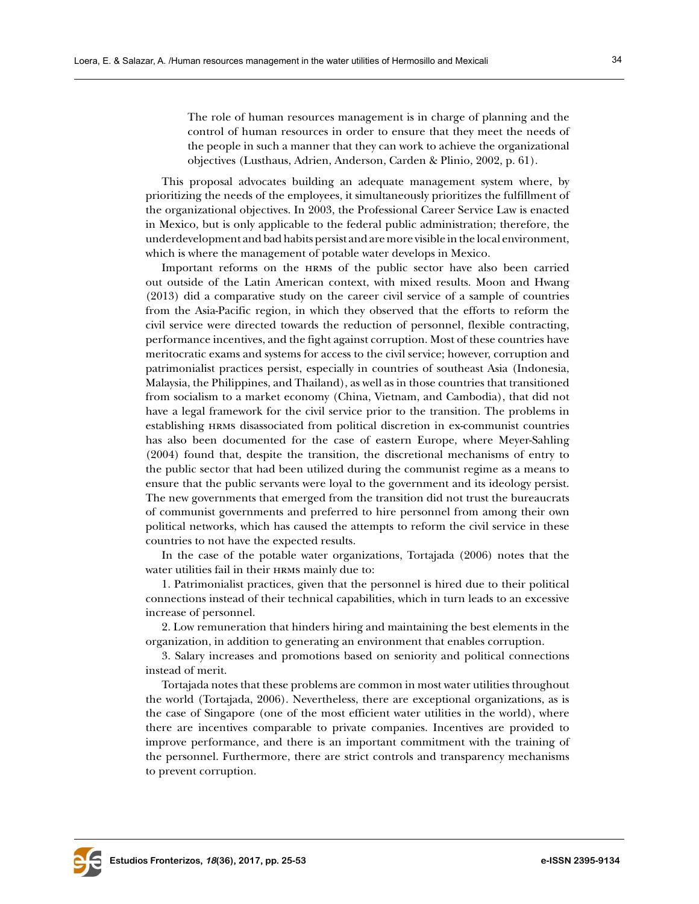> The role of human resources management is in charge of planning and the control of human resources in order to ensure that they meet the needs of the people in such a manner that they can work to achieve the organizational objectives (Lusthaus, Adrien, Anderson, Carden & Plinio, 2002, p. 61).

This proposal advocates building an adequate management system where, by prioritizing the needs of the employees, it simultaneously prioritizes the fulfillment of the organizational objectives. In 2003, the Professional Career Service Law is enacted in Mexico, but is only applicable to the federal public administration; therefore, the underdevelopment and bad habits persist and are more visible in the local environment, which is where the management of potable water develops in Mexico.

Important reforms on the HRMS of the public sector have also been carried out outside of the Latin American context, with mixed results. Moon and Hwang (2013) did a comparative study on the career civil service of a sample of countries from the Asia-Pacific region, in which they observed that the efforts to reform the civil service were directed towards the reduction of personnel, flexible contracting, performance incentives, and the fight against corruption. Most of these countries have meritocratic exams and systems for access to the civil service; however, corruption and patrimonialist practices persist, especially in countries of southeast Asia (Indonesia, Malaysia, the Philippines, and Thailand), as well as in those countries that transitioned from socialism to a market economy (China, Vietnam, and Cambodia), that did not have a legal framework for the civil service prior to the transition. The problems in establishing HRMS disassociated from political discretion in ex-communist countries has also been documented for the case of eastern Europe, where Meyer-Sahling (2004) found that, despite the transition, the discretional mechanisms of entry to the public sector that had been utilized during the communist regime as a means to ensure that the public servants were loyal to the government and its ideology persist. The new governments that emerged from the transition did not trust the bureaucrats of communist governments and preferred to hire personnel from among their own political networks, which has caused the attempts to reform the civil service in these countries to not have the expected results.

In the case of the potable water organizations, Tortajada (2006) notes that the water utilities fail in their HRMS mainly due to:

1. Patrimonialist practices, given that the personnel is hired due to their political connections instead of their technical capabilities, which in turn leads to an excessive increase of personnel.

2. Low remuneration that hinders hiring and maintaining the best elements in the organization, in addition to generating an environment that enables corruption.

3. Salary increases and promotions based on seniority and political connections instead of merit.

Tortajada notes that these problems are common in most water utilities throughout the world (Tortajada, 2006). Nevertheless, there are exceptional organizations, as is the case of Singapore (one of the most efficient water utilities in the world), where there are incentives comparable to private companies. Incentives are provided to improve performance, and there is an important commitment with the training of the personnel. Furthermore, there are strict controls and transparency mechanisms to prevent corruption.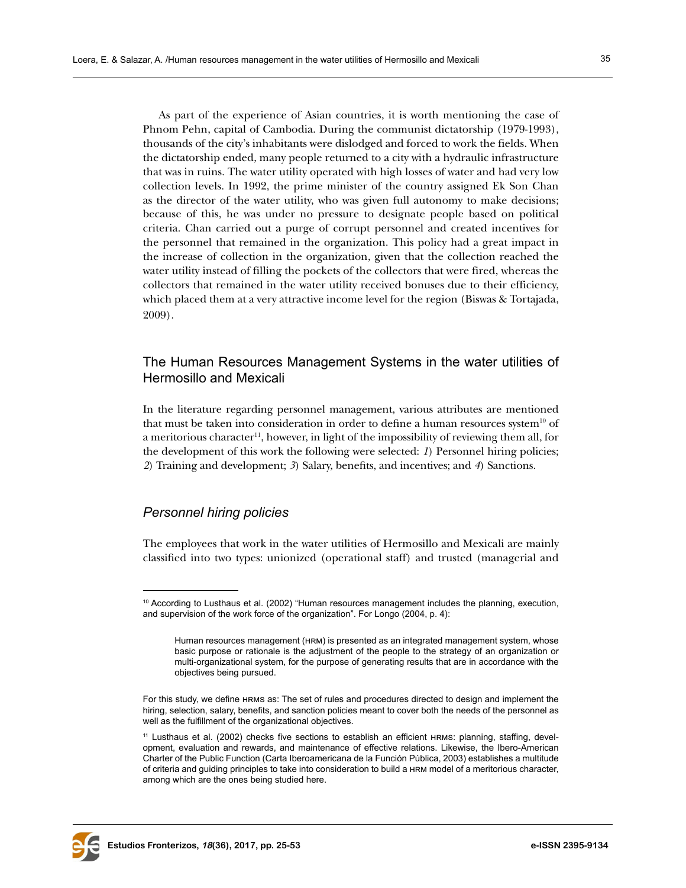As part of the experience of Asian countries, it is worth mentioning the case of Phnom Pehn, capital of Cambodia. During the communist dictatorship (1979-1993), thousands of the city's inhabitants were dislodged and forced to work the fields. When the dictatorship ended, many people returned to a city with a hydraulic infrastructure that was in ruins. The water utility operated with high losses of water and had very low collection levels. In 1992, the prime minister of the country assigned Ek Son Chan as the director of the water utility, who was given full autonomy to make decisions; because of this, he was under no pressure to designate people based on political criteria. Chan carried out a purge of corrupt personnel and created incentives for the personnel that remained in the organization. This policy had a great impact in the increase of collection in the organization, given that the collection reached the water utility instead of filling the pockets of the collectors that were fired, whereas the collectors that remained in the water utility received bonuses due to their efficiency, which placed them at a very attractive income level for the region (Biswas & Tortajada, 2009).

## The Human Resources Management Systems in the water utilities of Hermosillo and Mexicali

In the literature regarding personnel management, various attributes are mentioned that must be taken into consideration in order to define a human resources system[10] of a meritorious character[11], however, in light of the impossibility of reviewing them all, for the development of this work the following were selected: *1*) Personnel hiring policies; *2*) Training and development; *3*) Salary, benefits, and incentives; and *4*) Sanctions.

### *Personnel hiring policies*

The employees that work in the water utilities of Hermosillo and Mexicali are mainly classified into two types: unionized (operational staff) and trusted (managerial and

---

[10] According to Lusthaus et al. (2002) "Human resources management includes the planning, execution, and supervision of the work force of the organization". For Longo (2004, p. 4):

> Human resources management (HRM) is presented as an integrated management system, whose basic purpose or rationale is the adjustment of the people to the strategy of an organization or multi-organizational system, for the purpose of generating results that are in accordance with the objectives being pursued.

For this study, we define HRMS as: The set of rules and procedures directed to design and implement the hiring, selection, salary, benefits, and sanction policies meant to cover both the needs of the personnel as well as the fulfillment of the organizational objectives.

[11] Lusthaus et al. (2002) checks five sections to establish an efficient HRMS: planning, staffing, development, evaluation and rewards, and maintenance of effective relations. Likewise, the Ibero-American Charter of the Public Function (Carta Iberoamericana de la Función Pública, 2003) establishes a multitude of criteria and guiding principles to take into consideration to build a HRM model of a meritorious character, among which are the ones being studied here.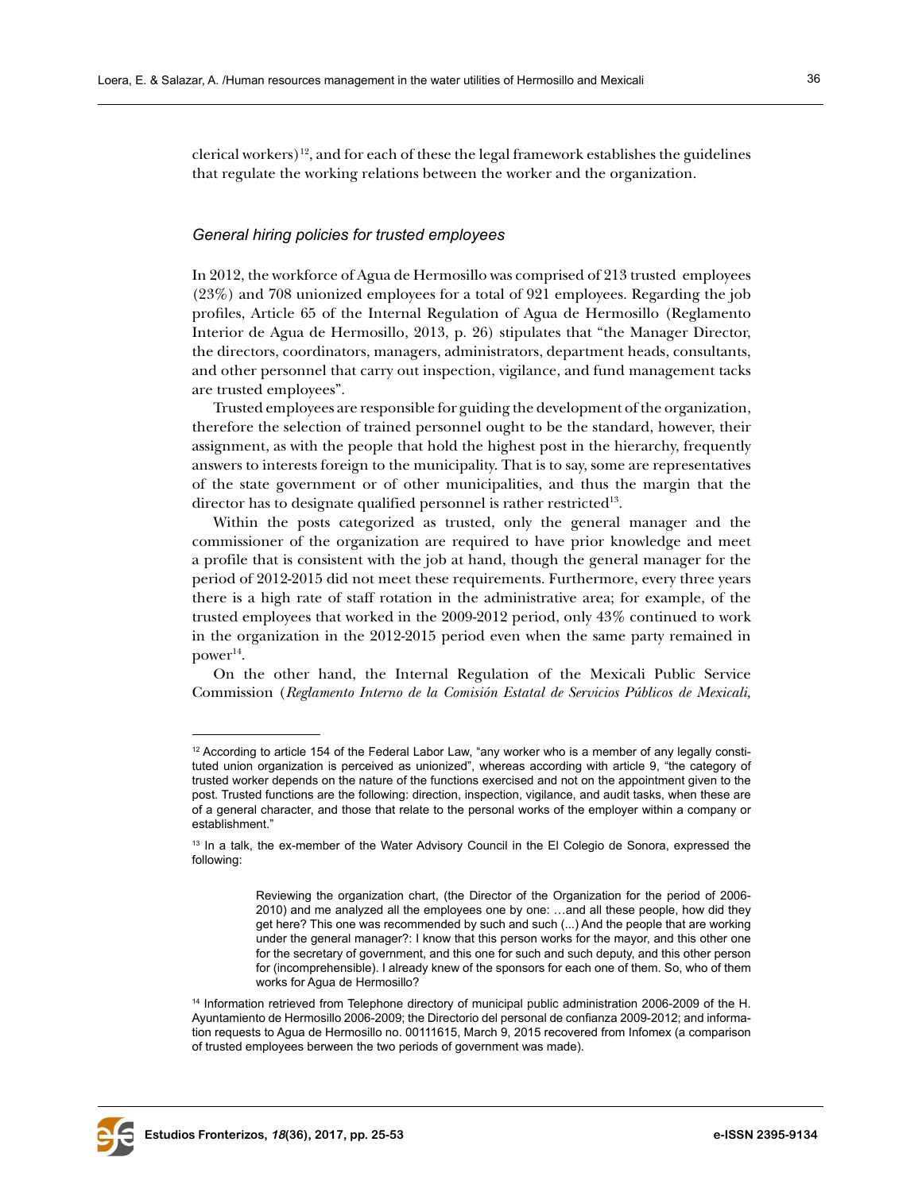clerical workers)[12], and for each of these the legal framework establishes the guidelines that regulate the working relations between the worker and the organization.

### *General hiring policies for trusted employees*

In 2012, the workforce of Agua de Hermosillo was comprised of 213 trusted employees (23%) and 708 unionized employees for a total of 921 employees. Regarding the job profiles, Article 65 of the Internal Regulation of Agua de Hermosillo (Reglamento Interior de Agua de Hermosillo, 2013, p. 26) stipulates that "the Manager Director, the directors, coordinators, managers, administrators, department heads, consultants, and other personnel that carry out inspection, vigilance, and fund management tacks are trusted employees".

Trusted employees are responsible for guiding the development of the organization, therefore the selection of trained personnel ought to be the standard, however, their assignment, as with the people that hold the highest post in the hierarchy, frequently answers to interests foreign to the municipality. That is to say, some are representatives of the state government or of other municipalities, and thus the margin that the director has to designate qualified personnel is rather restricted[13].

Within the posts categorized as trusted, only the general manager and the commissioner of the organization are required to have prior knowledge and meet a profile that is consistent with the job at hand, though the general manager for the period of 2012-2015 did not meet these requirements. Furthermore, every three years there is a high rate of staff rotation in the administrative area; for example, of the trusted employees that worked in the 2009-2012 period, only 43% continued to work in the organization in the 2012-2015 period even when the same party remained in power[14].

On the other hand, the Internal Regulation of the Mexicali Public Service Commission (*Reglamento Interno de la Comisión Estatal de Servicios Públicos de Mexicali,*

---

[12] According to article 154 of the Federal Labor Law, "any worker who is a member of any legally constituted union organization is perceived as unionized", whereas according with article 9, "the category of trusted worker depends on the nature of the functions exercised and not on the appointment given to the post. Trusted functions are the following: direction, inspection, vigilance, and audit tasks, when these are of a general character, and those that relate to the personal works of the employer within a company or establishment."

[13] In a talk, the ex-member of the Water Advisory Council in the El Colegio de Sonora, expressed the following:

> Reviewing the organization chart, (the Director of the Organization for the period of 2006-2010) and me analyzed all the employees one by one: …and all these people, how did they get here? This one was recommended by such and such (...) And the people that are working under the general manager?: I know that this person works for the mayor, and this other one for the secretary of government, and this one for such and such deputy, and this other person for (incomprehensible). I already knew of the sponsors for each one of them. So, who of them works for Agua de Hermosillo?

[14] Information retrieved from Telephone directory of municipal public administration 2006-2009 of the H. Ayuntamiento de Hermosillo 2006-2009; the Directorio del personal de confianza 2009-2012; and information requests to Agua de Hermosillo no. 00111615, March 9, 2015 recovered from Infomex (a comparison of trusted employees berween the two periods of government was made).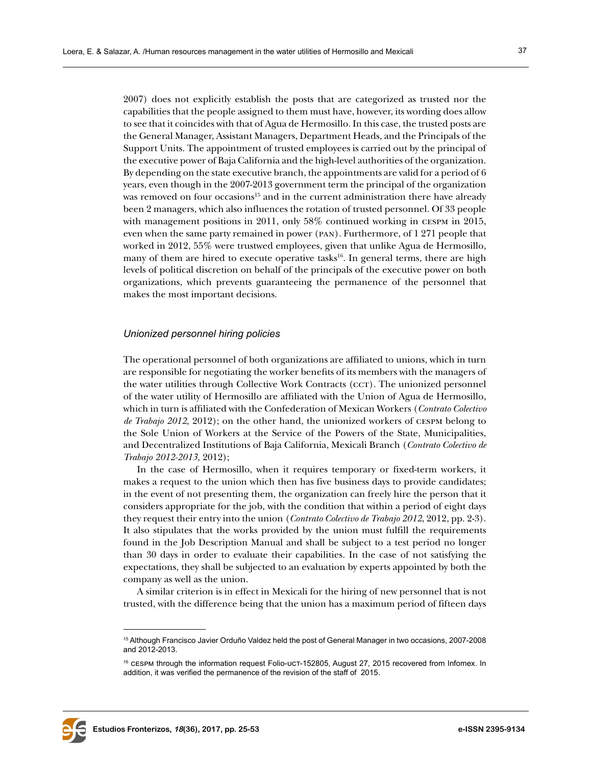2007) does not explicitly establish the posts that are categorized as trusted nor the capabilities that the people assigned to them must have, however, its wording does allow to see that it coincides with that of Agua de Hermosillo. In this case, the trusted posts are the General Manager, Assistant Managers, Department Heads, and the Principals of the Support Units. The appointment of trusted employees is carried out by the principal of the executive power of Baja California and the high-level authorities of the organization. By depending on the state executive branch, the appointments are valid for a period of 6 years, even though in the 2007-2013 government term the principal of the organization was removed on four occasions[15] and in the current administration there have already been 2 managers, which also influences the rotation of trusted personnel. Of 33 people with management positions in 2011, only 58% continued working in CESPM in 2015, even when the same party remained in power (PAN). Furthermore, of 1 271 people that worked in 2012, 55% were trustwed employees, given that unlike Agua de Hermosillo, many of them are hired to execute operative tasks[16]. In general terms, there are high levels of political discretion on behalf of the principals of the executive power on both organizations, which prevents guaranteeing the permanence of the personnel that makes the most important decisions.

### *Unionized personnel hiring policies*

The operational personnel of both organizations are affiliated to unions, which in turn are responsible for negotiating the worker benefits of its members with the managers of the water utilities through Collective Work Contracts (CCT). The unionized personnel of the water utility of Hermosillo are affiliated with the Union of Agua de Hermosillo, which in turn is affiliated with the Confederation of Mexican Workers (*Contrato Colectivo de Trabajo 2012,* 2012); on the other hand, the unionized workers of CESPM belong to the Sole Union of Workers at the Service of the Powers of the State, Municipalities, and Decentralized Institutions of Baja California, Mexicali Branch (*Contrato Colectivo de Trabajo 2012-2013,* 2012);

In the case of Hermosillo, when it requires temporary or fixed-term workers, it makes a request to the union which then has five business days to provide candidates; in the event of not presenting them, the organization can freely hire the person that it considers appropriate for the job, with the condition that within a period of eight days they request their entry into the union (*Contrato Colectivo de Trabajo 2012,* 2012, pp. 2-3). It also stipulates that the works provided by the union must fulfill the requirements found in the Job Description Manual and shall be subject to a test period no longer than 30 days in order to evaluate their capabilities. In the case of not satisfying the expectations, they shall be subjected to an evaluation by experts appointed by both the company as well as the union.

A similar criterion is in effect in Mexicali for the hiring of new personnel that is not trusted, with the difference being that the union has a maximum period of fifteen days

---

[15] Although Francisco Javier Orduño Valdez held the post of General Manager in two occasions, 2007-2008 and 2012-2013.

[16] CESPM through the information request Folio-UCT-152805, August 27, 2015 recovered from Infomex. In addition, it was verified the permanence of the revision of the staff of 2015.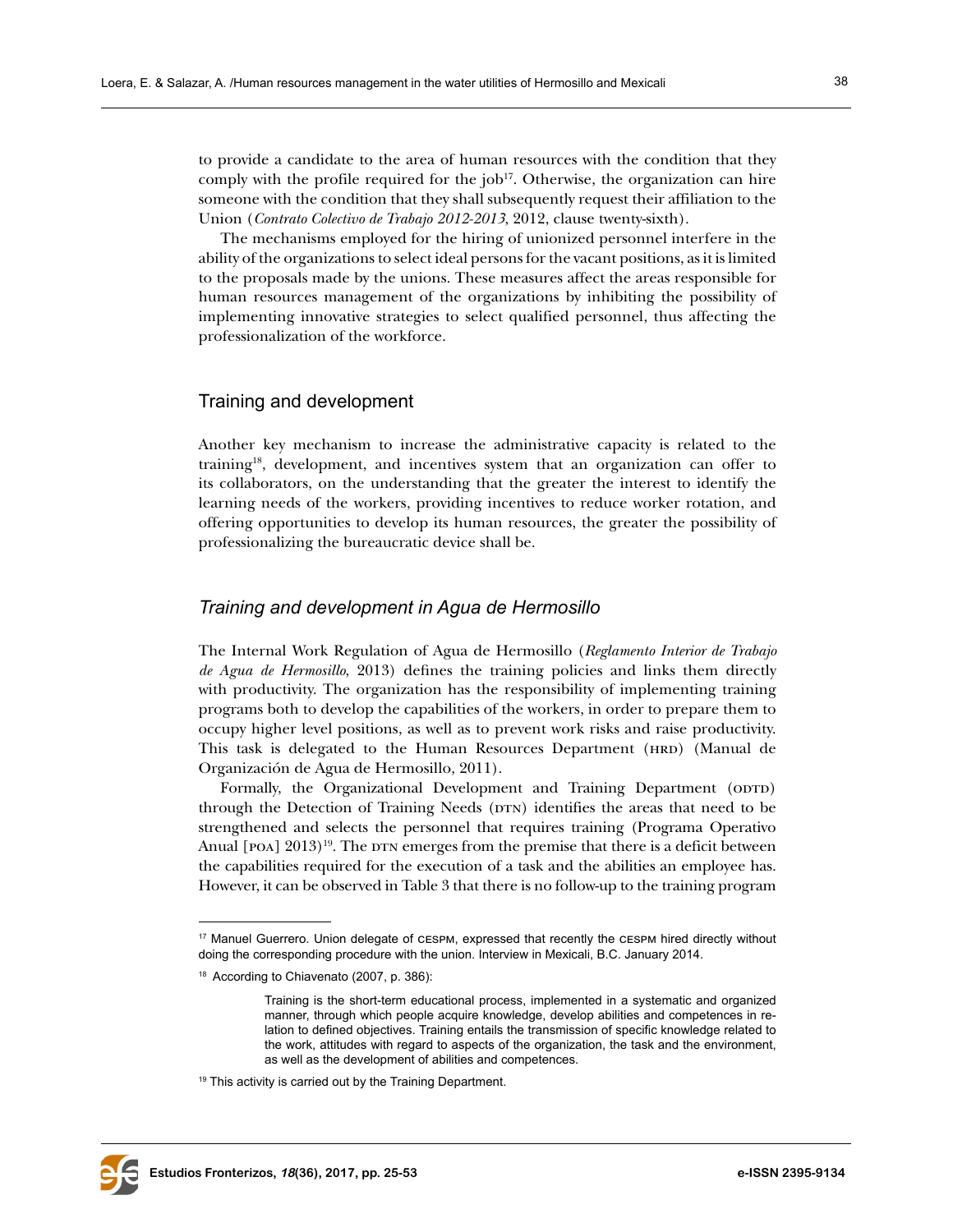to provide a candidate to the area of human resources with the condition that they comply with the profile required for the job[17]. Otherwise, the organization can hire someone with the condition that they shall subsequently request their affiliation to the Union (*Contrato Colectivo de Trabajo 2012-2013*, 2012, clause twenty-sixth).

The mechanisms employed for the hiring of unionized personnel interfere in the ability of the organizations to select ideal persons for the vacant positions, as it is limited to the proposals made by the unions. These measures affect the areas responsible for human resources management of the organizations by inhibiting the possibility of implementing innovative strategies to select qualified personnel, thus affecting the professionalization of the workforce.

## Training and development

Another key mechanism to increase the administrative capacity is related to the training[18], development, and incentives system that an organization can offer to its collaborators, on the understanding that the greater the interest to identify the learning needs of the workers, providing incentives to reduce worker rotation, and offering opportunities to develop its human resources, the greater the possibility of professionalizing the bureaucratic device shall be.

### *Training and development in Agua de Hermosillo*

The Internal Work Regulation of Agua de Hermosillo (*Reglamento Interior de Trabajo de Agua de Hermosillo*, 2013) defines the training policies and links them directly with productivity. The organization has the responsibility of implementing training programs both to develop the capabilities of the workers, in order to prepare them to occupy higher level positions, as well as to prevent work risks and raise productivity. This task is delegated to the Human Resources Department (HRD) (Manual de Organización de Agua de Hermosillo, 2011).

Formally, the Organizational Development and Training Department (ODTD) through the Detection of Training Needs (DTN) identifies the areas that need to be strengthened and selects the personnel that requires training (Programa Operativo Anual [POA] 2013)[19]. The DTN emerges from the premise that there is a deficit between the capabilities required for the execution of a task and the abilities an employee has. However, it can be observed in Table 3 that there is no follow-up to the training program

---

[17] Manuel Guerrero. Union delegate of CESPM, expressed that recently the CESPM hired directly without doing the corresponding procedure with the union. Interview in Mexicali, B.C. January 2014.

[18] According to Chiavenato (2007, p. 386):

> Training is the short-term educational process, implemented in a systematic and organized manner, through which people acquire knowledge, develop abilities and competences in relation to defined objectives. Training entails the transmission of specific knowledge related to the work, attitudes with regard to aspects of the organization, the task and the environment, as well as the development of abilities and competences.

[19] This activity is carried out by the Training Department.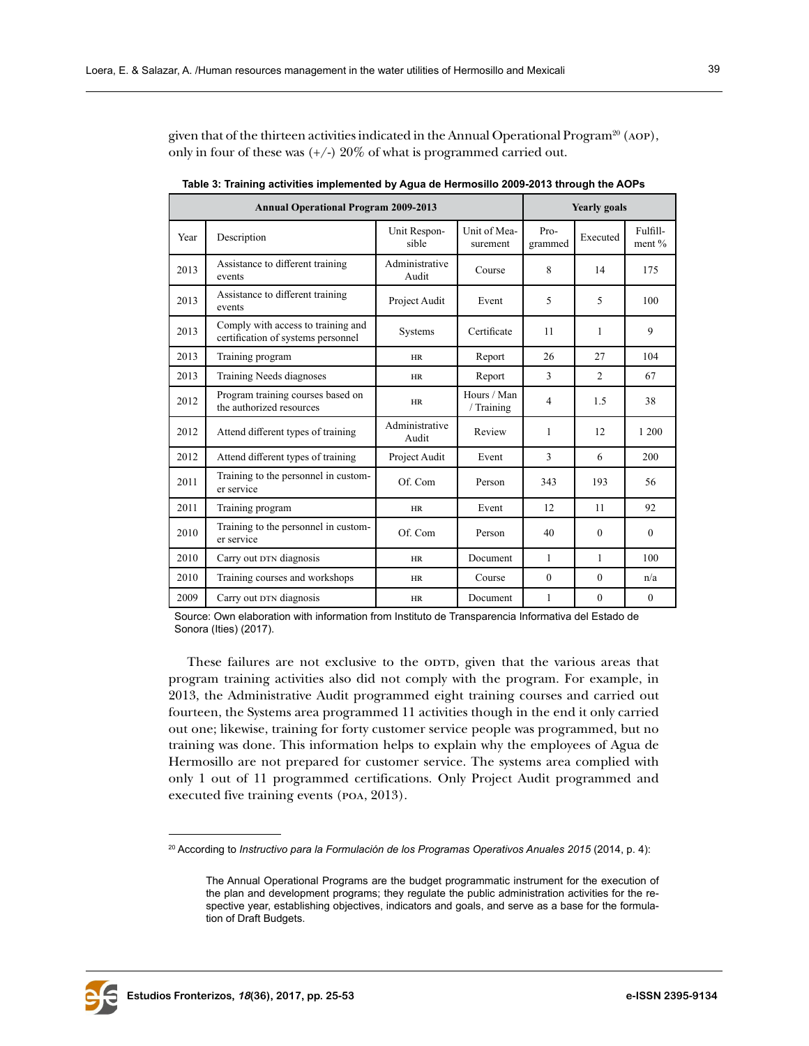given that of the thirteen activities indicated in the Annual Operational Program[20] (AOP), only in four of these was (+/-) 20% of what is programmed carried out.

**Table 3: Training activities implemented by Agua de Hermosillo 2009-2013 through the AOPs**

| Annual Operational Program 2009-2013 | | | | Yearly goals | | |
|---|---|---|---|---|---|---|
| Year | Description | Unit Responsible | Unit of Measurement | Programmed | Executed | Fulfillment % |
| 2013 | Assistance to different training events | Administrative Audit | Course | 8 | 14 | 175 |
| 2013 | Assistance to different training events | Project Audit | Event | 5 | 5 | 100 |
| 2013 | Comply with access to training and certification of systems personnel | Systems | Certificate | 11 | 1 | 9 |
| 2013 | Training program | HR | Report | 26 | 27 | 104 |
| 2013 | Training Needs diagnoses | HR | Report | 3 | 2 | 67 |
| 2012 | Program training courses based on the authorized resources | HR | Hours / Man / Training | 4 | 1.5 | 38 |
| 2012 | Attend different types of training | Administrative Audit | Review | 1 | 12 | 1 200 |
| 2012 | Attend different types of training | Project Audit | Event | 3 | 6 | 200 |
| 2011 | Training to the personnel in customer service | Of. Com | Person | 343 | 193 | 56 |
| 2011 | Training program | HR | Event | 12 | 11 | 92 |
| 2010 | Training to the personnel in customer service | Of. Com | Person | 40 | 0 | 0 |
| 2010 | Carry out DTN diagnosis | HR | Document | 1 | 1 | 100 |
| 2010 | Training courses and workshops | HR | Course | 0 | 0 | n/a |
| 2009 | Carry out DTN diagnosis | HR | Document | 1 | 0 | 0 |

Source: Own elaboration with information from Instituto de Transparencia Informativa del Estado de Sonora (Ities) (2017).

These failures are not exclusive to the ODTD, given that the various areas that program training activities also did not comply with the program. For example, in 2013, the Administrative Audit programmed eight training courses and carried out fourteen, the Systems area programmed 11 activities though in the end it only carried out one; likewise, training for forty customer service people was programmed, but no training was done. This information helps to explain why the employees of Agua de Hermosillo are not prepared for customer service. The systems area complied with only 1 out of 11 programmed certifications. Only Project Audit programmed and executed five training events (POA, 2013).

---

[20] According to *Instructivo para la Formulación de los Programas Operativos Anuales 2015* (2014, p. 4):

> The Annual Operational Programs are the budget programmatic instrument for the execution of the plan and development programs; they regulate the public administration activities for the respective year, establishing objectives, indicators and goals, and serve as a base for the formulation of Draft Budgets.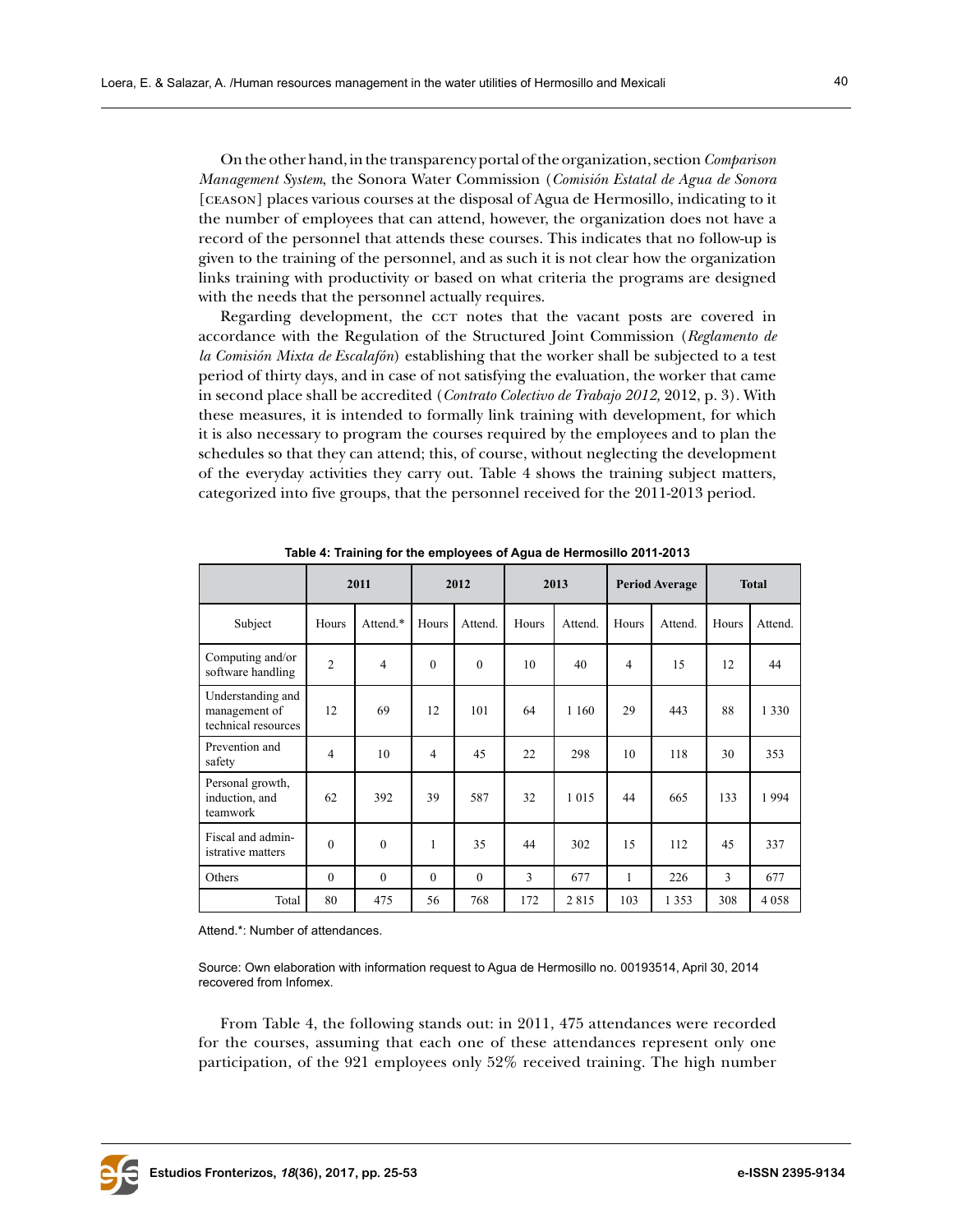On the other hand, in the transparency portal of the organization, section *Comparison Management System*, the Sonora Water Commission (*Comisión Estatal de Agua de Sonora* [CEASON] places various courses at the disposal of Agua de Hermosillo, indicating to it the number of employees that can attend, however, the organization does not have a record of the personnel that attends these courses. This indicates that no follow-up is given to the training of the personnel, and as such it is not clear how the organization links training with productivity or based on what criteria the programs are designed with the needs that the personnel actually requires.

Regarding development, the CCT notes that the vacant posts are covered in accordance with the Regulation of the Structured Joint Commission (*Reglamento de la Comisión Mixta de Escalafón*) establishing that the worker shall be subjected to a test period of thirty days, and in case of not satisfying the evaluation, the worker that came in second place shall be accredited (*Contrato Colectivo de Trabajo 2012,* 2012, p. 3). With these measures, it is intended to formally link training with development, for which it is also necessary to program the courses required by the employees and to plan the schedules so that they can attend; this, of course, without neglecting the development of the everyday activities they carry out. Table 4 shows the training subject matters, categorized into five groups, that the personnel received for the 2011-2013 period.

**Table 4: Training for the employees of Agua de Hermosillo 2011-2013**

| | 2011 | | 2012 | | 2013 | | Period Average | | Total | |
|---|---|---|---|---|---|---|---|---|---|---|
| Subject | Hours | Attend.* | Hours | Attend. | Hours | Attend. | Hours | Attend. | Hours | Attend. |
| Computing and/or software handling | 2 | 4 | 0 | 0 | 10 | 40 | 4 | 15 | 12 | 44 |
| Understanding and management of technical resources | 12 | 69 | 12 | 101 | 64 | 1 160 | 29 | 443 | 88 | 1 330 |
| Prevention and safety | 4 | 10 | 4 | 45 | 22 | 298 | 10 | 118 | 30 | 353 |
| Personal growth, induction, and teamwork | 62 | 392 | 39 | 587 | 32 | 1 015 | 44 | 665 | 133 | 1 994 |
| Fiscal and administrative matters | 0 | 0 | 1 | 35 | 44 | 302 | 15 | 112 | 45 | 337 |
| Others | 0 | 0 | 0 | 0 | 3 | 677 | 1 | 226 | 3 | 677 |
| Total | 80 | 475 | 56 | 768 | 172 | 2 815 | 103 | 1 353 | 308 | 4 058 |

Attend.*: Number of attendances.

Source: Own elaboration with information request to Agua de Hermosillo no. 00193514, April 30, 2014 recovered from Infomex.

From Table 4, the following stands out: in 2011, 475 attendances were recorded for the courses, assuming that each one of these attendances represent only one participation, of the 921 employees only 52% received training. The high number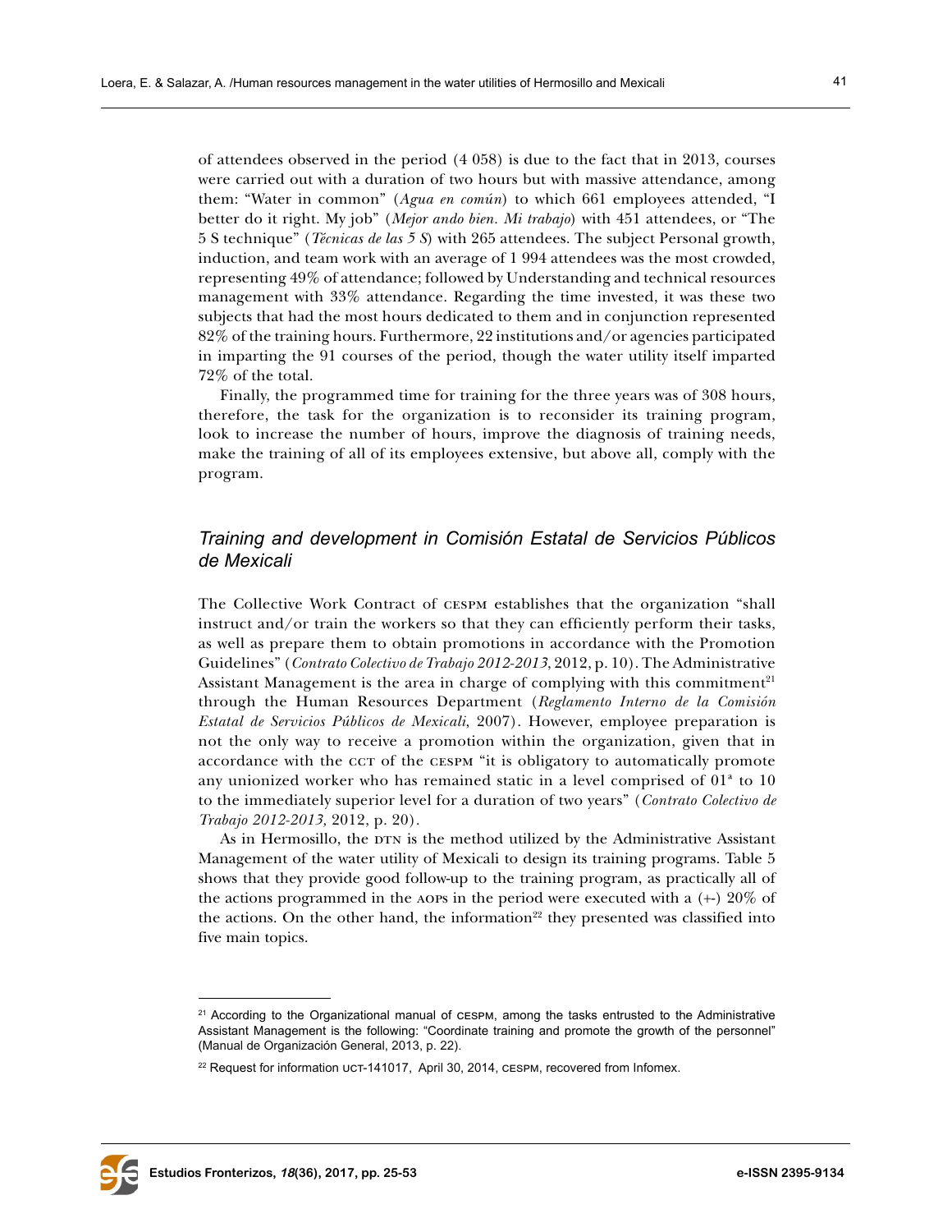of attendees observed in the period (4 058) is due to the fact that in 2013, courses were carried out with a duration of two hours but with massive attendance, among them: "Water in common" (*Agua en común*) to which 661 employees attended, "I better do it right. My job" (*Mejor ando bien. Mi trabajo*) with 451 attendees, or "The 5 S technique" (*Técnicas de las 5 S*) with 265 attendees. The subject Personal growth, induction, and team work with an average of 1 994 attendees was the most crowded, representing 49% of attendance; followed by Understanding and technical resources management with 33% attendance. Regarding the time invested, it was these two subjects that had the most hours dedicated to them and in conjunction represented 82% of the training hours. Furthermore, 22 institutions and/or agencies participated in imparting the 91 courses of the period, though the water utility itself imparted 72% of the total.

Finally, the programmed time for training for the three years was of 308 hours, therefore, the task for the organization is to reconsider its training program, look to increase the number of hours, improve the diagnosis of training needs, make the training of all of its employees extensive, but above all, comply with the program.

### *Training and development in Comisión Estatal de Servicios Públicos de Mexicali*

The Collective Work Contract of CESPM establishes that the organization "shall instruct and/or train the workers so that they can efficiently perform their tasks, as well as prepare them to obtain promotions in accordance with the Promotion Guidelines" (*Contrato Colectivo de Trabajo 2012-2013*, 2012, p. 10). The Administrative Assistant Management is the area in charge of complying with this commitment[21] through the Human Resources Department (*Reglamento Interno de la Comisión Estatal de Servicios Públicos de Mexicali*, 2007). However, employee preparation is not the only way to receive a promotion within the organization, given that in accordance with the CCT of the CESPM "it is obligatory to automatically promote any unionized worker who has remained static in a level comprised of 01ª to 10 to the immediately superior level for a duration of two years" (*Contrato Colectivo de Trabajo 2012-2013,* 2012, p. 20).

As in Hermosillo, the DTN is the method utilized by the Administrative Assistant Management of the water utility of Mexicali to design its training programs. Table 5 shows that they provide good follow-up to the training program, as practically all of the actions programmed in the AOPs in the period were executed with a (+-) 20% of the actions. On the other hand, the information[22] they presented was classified into five main topics.

---

[21] According to the Organizational manual of CESPM, among the tasks entrusted to the Administrative Assistant Management is the following: "Coordinate training and promote the growth of the personnel" (Manual de Organización General, 2013, p. 22).

[22] Request for information UCT-141017, April 30, 2014, CESPM, recovered from Infomex.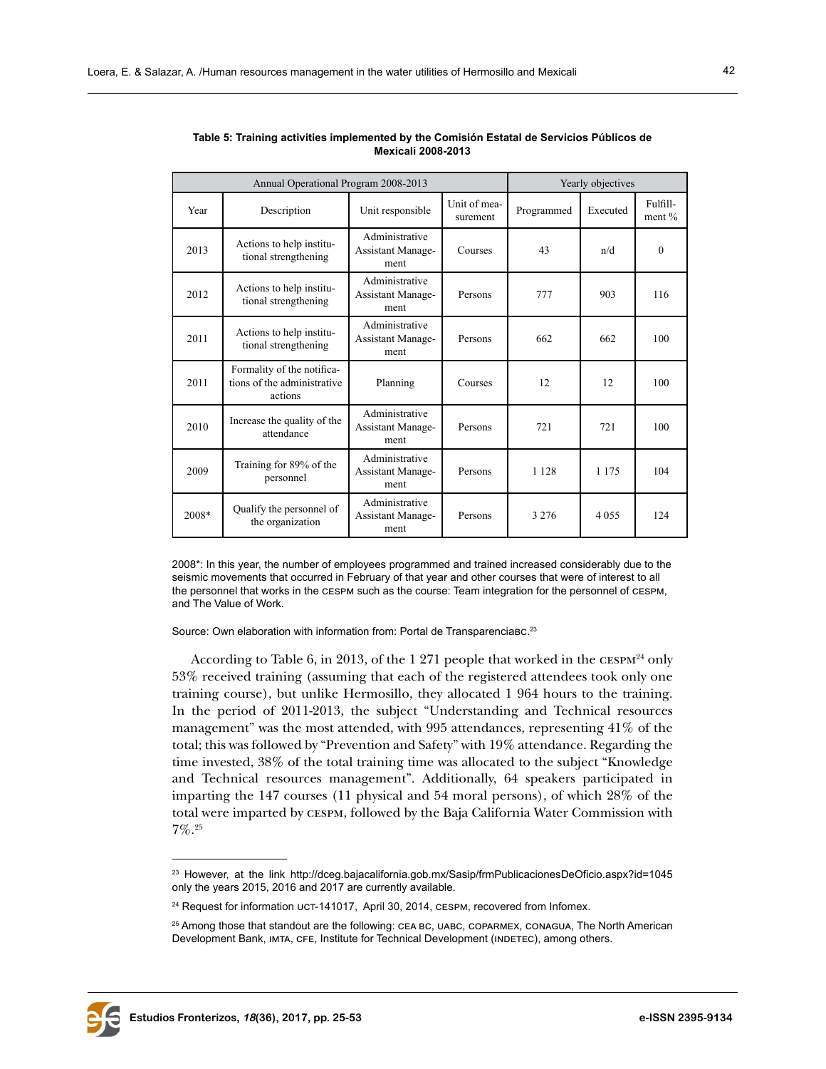**Table 5: Training activities implemented by the Comisión Estatal de Servicios Públicos de Mexicali 2008-2013**

| Annual Operational Program 2008-2013 | | | | Yearly objectives | | |
|---|---|---|---|---|---|---|
| Year | Description | Unit responsible | Unit of measurement | Programmed | Executed | Fulfillment % |
| 2013 | Actions to help institutional strengthening | Administrative Assistant Management | Courses | 43 | n/d | 0 |
| 2012 | Actions to help institutional strengthening | Administrative Assistant Management | Persons | 777 | 903 | 116 |
| 2011 | Actions to help institutional strengthening | Administrative Assistant Management | Persons | 662 | 662 | 100 |
| 2011 | Formality of the notifications of the administrative actions | Planning | Courses | 12 | 12 | 100 |
| 2010 | Increase the quality of the attendance | Administrative Assistant Management | Persons | 721 | 721 | 100 |
| 2009 | Training for 89% of the personnel | Administrative Assistant Management | Persons | 1 128 | 1 175 | 104 |
| 2008* | Qualify the personnel of the organization | Administrative Assistant Management | Persons | 3 276 | 4 055 | 124 |

2008*: In this year, the number of employees programmed and trained increased considerably due to the seismic movements that occurred in February of that year and other courses that were of interest to all the personnel that works in the CESPM such as the course: Team integration for the personnel of CESPM, and The Value of Work.

Source: Own elaboration with information from: Portal de TransparenciaBC.[23]

According to Table 6, in 2013, of the 1 271 people that worked in the CESPM[24] only 53% received training (assuming that each of the registered attendees took only one training course), but unlike Hermosillo, they allocated 1 964 hours to the training. In the period of 2011-2013, the subject "Understanding and Technical resources management" was the most attended, with 995 attendances, representing 41% of the total; this was followed by "Prevention and Safety" with 19% attendance. Regarding the time invested, 38% of the total training time was allocated to the subject "Knowledge and Technical resources management". Additionally, 64 speakers participated in imparting the 147 courses (11 physical and 54 moral persons), of which 28% of the total were imparted by CESPM, followed by the Baja California Water Commission with 7%.[25]

---

[23] However, at the link http://dceg.bajacalifornia.gob.mx/Sasip/frmPublicacionesDeOficio.aspx?id=1045 only the years 2015, 2016 and 2017 are currently available.

[24] Request for information UCT-141017, April 30, 2014, CESPM, recovered from Infomex.

[25] Among those that standout are the following: CEA BC, UABC, COPARMEX, CONAGUA, The North American Development Bank, IMTA, CFE, Institute for Technical Development (INDETEC), among others.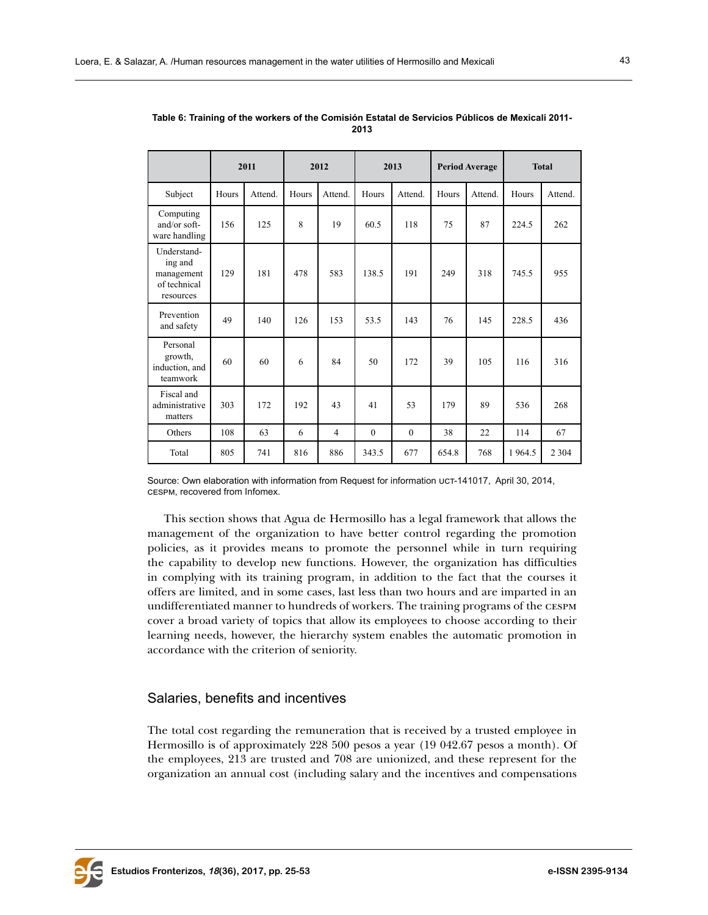**Table 6: Training of the workers of the Comisión Estatal de Servicios Públicos de Mexicali 2011-2013**

| | 2011 | | 2012 | | 2013 | | Period Average | | Total | |
|---|---|---|---|---|---|---|---|---|---|---|
| Subject | Hours | Attend. | Hours | Attend. | Hours | Attend. | Hours | Attend. | Hours | Attend. |
| Computing and/or software handling | 156 | 125 | 8 | 19 | 60.5 | 118 | 75 | 87 | 224.5 | 262 |
| Understanding and management of technical resources | 129 | 181 | 478 | 583 | 138.5 | 191 | 249 | 318 | 745.5 | 955 |
| Prevention and safety | 49 | 140 | 126 | 153 | 53.5 | 143 | 76 | 145 | 228.5 | 436 |
| Personal growth, induction, and teamwork | 60 | 60 | 6 | 84 | 50 | 172 | 39 | 105 | 116 | 316 |
| Fiscal and administrative matters | 303 | 172 | 192 | 43 | 41 | 53 | 179 | 89 | 536 | 268 |
| Others | 108 | 63 | 6 | 4 | 0 | 0 | 38 | 22 | 114 | 67 |
| Total | 805 | 741 | 816 | 886 | 343.5 | 677 | 654.8 | 768 | 1 964.5 | 2 304 |

Source: Own elaboration with information from Request for information UCT-141017, April 30, 2014, CESPM, recovered from Infomex.

This section shows that Agua de Hermosillo has a legal framework that allows the management of the organization to have better control regarding the promotion policies, as it provides means to promote the personnel while in turn requiring the capability to develop new functions. However, the organization has difficulties in complying with its training program, in addition to the fact that the courses it offers are limited, and in some cases, last less than two hours and are imparted in an undifferentiated manner to hundreds of workers. The training programs of the CESPM cover a broad variety of topics that allow its employees to choose according to their learning needs, however, the hierarchy system enables the automatic promotion in accordance with the criterion of seniority.

## Salaries, benefits and incentives

The total cost regarding the remuneration that is received by a trusted employee in Hermosillo is of approximately 228 500 pesos a year (19 042.67 pesos a month). Of the employees, 213 are trusted and 708 are unionized, and these represent for the organization an annual cost (including salary and the incentives and compensations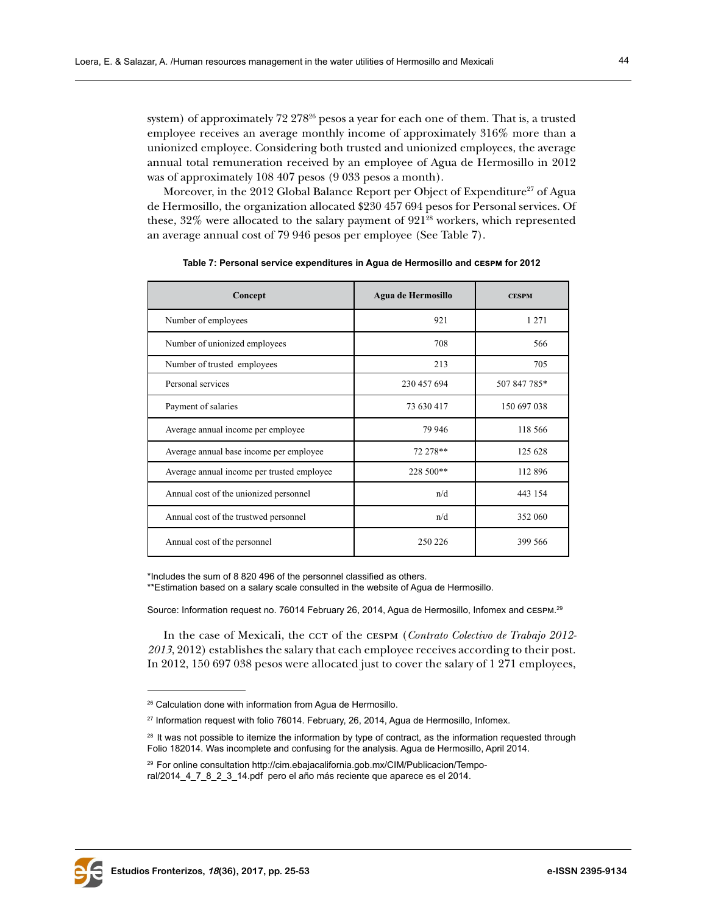system) of approximately 72 278[26] pesos a year for each one of them. That is, a trusted employee receives an average monthly income of approximately 316% more than a unionized employee. Considering both trusted and unionized employees, the average annual total remuneration received by an employee of Agua de Hermosillo in 2012 was of approximately 108 407 pesos (9 033 pesos a month).

Moreover, in the 2012 Global Balance Report per Object of Expenditure[27] of Agua de Hermosillo, the organization allocated $230 457 694 pesos for Personal services. Of these, 32% were allocated to the salary payment of 921[28] workers, which represented an average annual cost of 79 946 pesos per employee (See Table 7).

**Table 7: Personal service expenditures in Agua de Hermosillo and CESPM for 2012**

| Concept | Agua de Hermosillo | CESPM |
|---|---|---|
| Number of employees | 921 | 1 271 |
| Number of unionized employees | 708 | 566 |
| Number of trusted employees | 213 | 705 |
| Personal services | 230 457 694 | 507 847 785* |
| Payment of salaries | 73 630 417 | 150 697 038 |
| Average annual income per employee | 79 946 | 118 566 |
| Average annual base income per employee | 72 278** | 125 628 |
| Average annual income per trusted employee | 228 500** | 112 896 |
| Annual cost of the unionized personnel | n/d | 443 154 |
| Annual cost of the trustwed personnel | n/d | 352 060 |
| Annual cost of the personnel | 250 226 | 399 566 |

*Includes the sum of 8 820 496 of the personnel classified as others.
**Estimation based on a salary scale consulted in the website of Agua de Hermosillo.

Source: Information request no. 76014 February 26, 2014, Agua de Hermosillo, Infomex and CESPM.[29]

In the case of Mexicali, the CCT of the CESPM (*Contrato Colectivo de Trabajo 2012-2013*, 2012) establishes the salary that each employee receives according to their post. In 2012, 150 697 038 pesos were allocated just to cover the salary of 1 271 employees,

---

[26] Calculation done with information from Agua de Hermosillo.

[27] Information request with folio 76014. February, 26, 2014, Agua de Hermosillo, Infomex.

[28] It was not possible to itemize the information by type of contract, as the information requested through Folio 182014. Was incomplete and confusing for the analysis. Agua de Hermosillo, April 2014.

[29] For online consultation http://cim.ebajacalifornia.gob.mx/CIM/Publicacion/Temporal/2014_4_7_8_2_3_14.pdf pero el año más reciente que aparece es el 2014.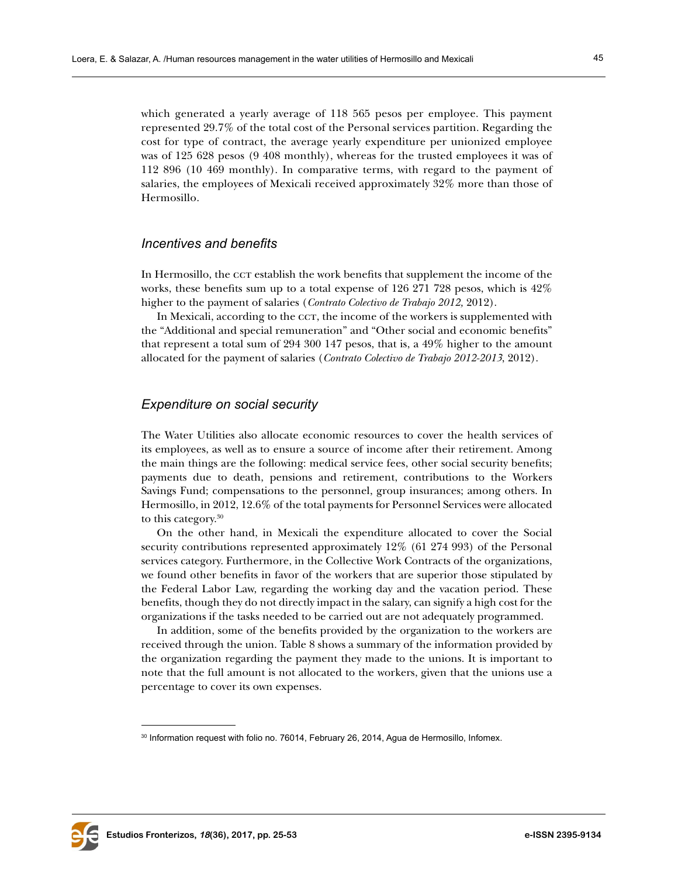which generated a yearly average of 118 565 pesos per employee. This payment represented 29.7% of the total cost of the Personal services partition. Regarding the cost for type of contract, the average yearly expenditure per unionized employee was of 125 628 pesos (9 408 monthly), whereas for the trusted employees it was of 112 896 (10 469 monthly). In comparative terms, with regard to the payment of salaries, the employees of Mexicali received approximately 32% more than those of Hermosillo.

### *Incentives and benefits*

In Hermosillo, the CCT establish the work benefits that supplement the income of the works, these benefits sum up to a total expense of 126 271 728 pesos, which is 42% higher to the payment of salaries (*Contrato Colectivo de Trabajo 2012,* 2012).

In Mexicali, according to the CCT, the income of the workers is supplemented with the "Additional and special remuneration" and "Other social and economic benefits" that represent a total sum of 294 300 147 pesos, that is, a 49% higher to the amount allocated for the payment of salaries (*Contrato Colectivo de Trabajo 2012-2013*, 2012).

### *Expenditure on social security*

The Water Utilities also allocate economic resources to cover the health services of its employees, as well as to ensure a source of income after their retirement. Among the main things are the following: medical service fees, other social security benefits; payments due to death, pensions and retirement, contributions to the Workers Savings Fund; compensations to the personnel, group insurances; among others. In Hermosillo, in 2012, 12.6% of the total payments for Personnel Services were allocated to this category.[30]

On the other hand, in Mexicali the expenditure allocated to cover the Social security contributions represented approximately 12% (61 274 993) of the Personal services category. Furthermore, in the Collective Work Contracts of the organizations, we found other benefits in favor of the workers that are superior those stipulated by the Federal Labor Law, regarding the working day and the vacation period. These benefits, though they do not directly impact in the salary, can signify a high cost for the organizations if the tasks needed to be carried out are not adequately programmed.

In addition, some of the benefits provided by the organization to the workers are received through the union. Table 8 shows a summary of the information provided by the organization regarding the payment they made to the unions. It is important to note that the full amount is not allocated to the workers, given that the unions use a percentage to cover its own expenses.

---

[30] Information request with folio no. 76014, February 26, 2014, Agua de Hermosillo, Infomex.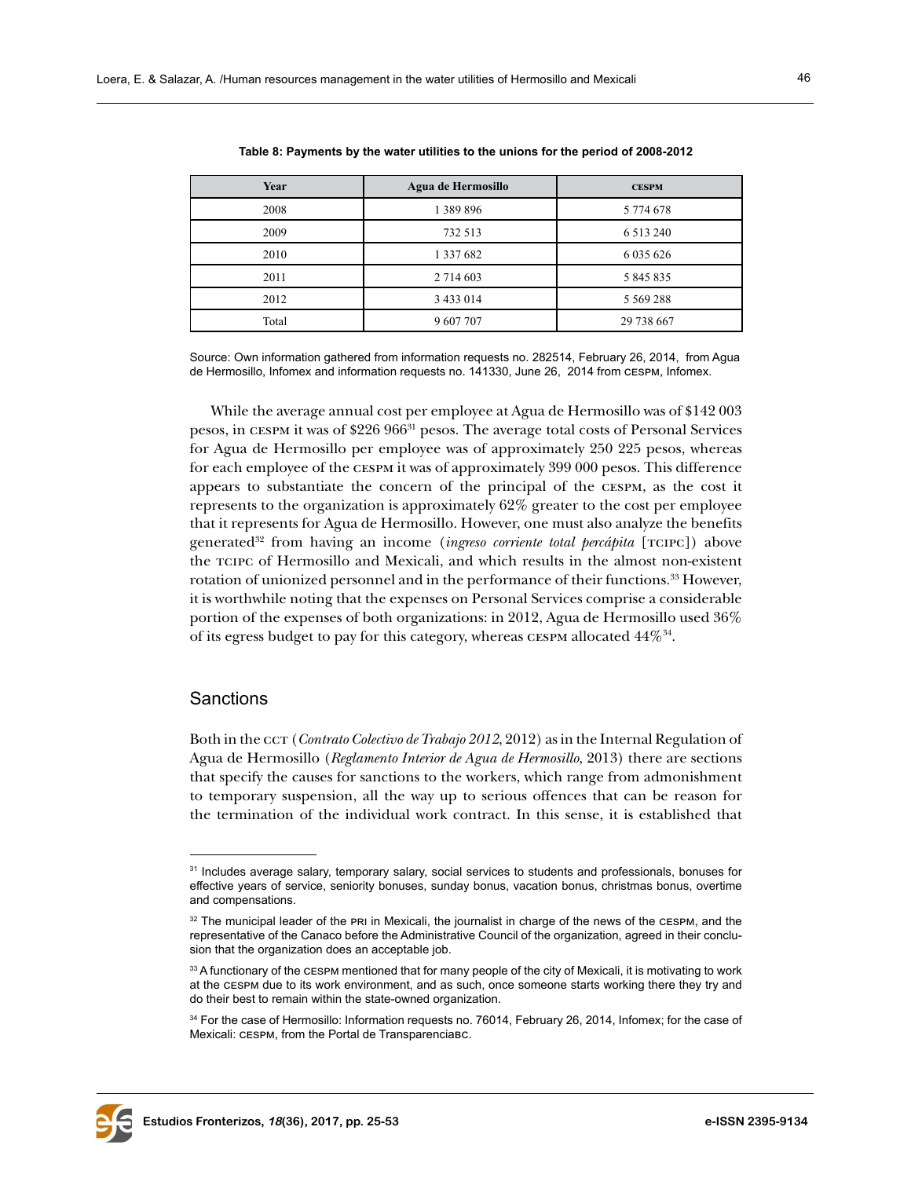**Table 8: Payments by the water utilities to the unions for the period of 2008-2012**

| Year | Agua de Hermosillo | CESPM |
|---|---|---|
| 2008 | 1 389 896 | 5 774 678 |
| 2009 | 732 513 | 6 513 240 |
| 2010 | 1 337 682 | 6 035 626 |
| 2011 | 2 714 603 | 5 845 835 |
| 2012 | 3 433 014 | 5 569 288 |
| Total | 9 607 707 | 29 738 667 |

Source: Own information gathered from information requests no. 282514, February 26, 2014, from Agua de Hermosillo, Infomex and information requests no. 141330, June 26, 2014 from CESPM, Infomex.

While the average annual cost per employee at Agua de Hermosillo was of $142 003 pesos, in CESPM it was of $226 966[31] pesos. The average total costs of Personal Services for Agua de Hermosillo per employee was of approximately 250 225 pesos, whereas for each employee of the CESPM it was of approximately 399 000 pesos. This difference appears to substantiate the concern of the principal of the CESPM, as the cost it represents to the organization is approximately 62% greater to the cost per employee that it represents for Agua de Hermosillo. However, one must also analyze the benefits generated[32] from having an income (*ingreso corriente total percápita* [TCIPC]) above the TCIPC of Hermosillo and Mexicali, and which results in the almost non-existent rotation of unionized personnel and in the performance of their functions.[33] However, it is worthwhile noting that the expenses on Personal Services comprise a considerable portion of the expenses of both organizations: in 2012, Agua de Hermosillo used 36% of its egress budget to pay for this category, whereas CESPM allocated 44%[34].

## Sanctions

Both in the CCT (*Contrato Colectivo de Trabajo 2012*, 2012) as in the Internal Regulation of Agua de Hermosillo (*Reglamento Interior de Agua de Hermosillo*, 2013) there are sections that specify the causes for sanctions to the workers, which range from admonishment to temporary suspension, all the way up to serious offences that can be reason for the termination of the individual work contract. In this sense, it is established that

---

[31] Includes average salary, temporary salary, social services to students and professionals, bonuses for effective years of service, seniority bonuses, sunday bonus, vacation bonus, christmas bonus, overtime and compensations.

[32] The municipal leader of the PRI in Mexicali, the journalist in charge of the news of the CESPM, and the representative of the Canaco before the Administrative Council of the organization, agreed in their conclusion that the organization does an acceptable job.

[33] A functionary of the CESPM mentioned that for many people of the city of Mexicali, it is motivating to work at the CESPM due to its work environment, and as such, once someone starts working there they try and do their best to remain within the state-owned organization.

[34] For the case of Hermosillo: Information requests no. 76014, February 26, 2014, Infomex; for the case of Mexicali: CESPM, from the Portal de TransparenciaBC.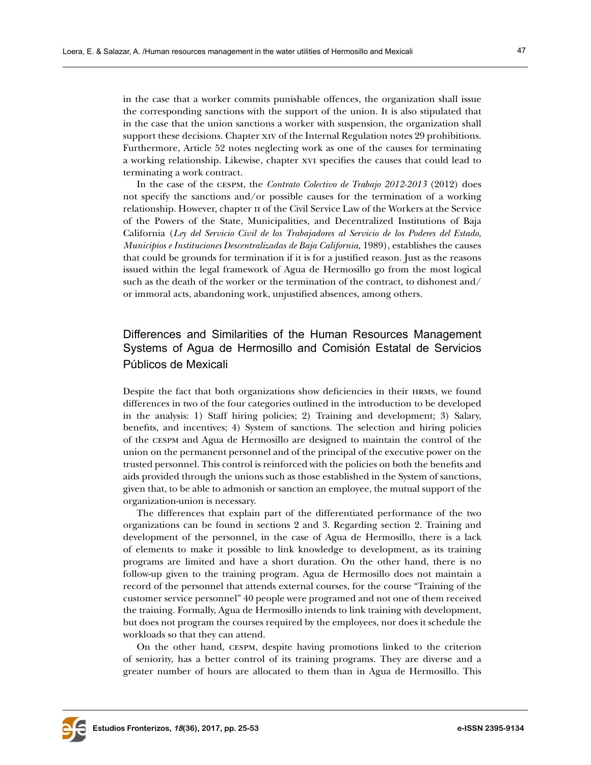in the case that a worker commits punishable offences, the organization shall issue the corresponding sanctions with the support of the union. It is also stipulated that in the case that the union sanctions a worker with suspension, the organization shall support these decisions. Chapter XIV of the Internal Regulation notes 29 prohibitions. Furthermore, Article 52 notes neglecting work as one of the causes for terminating a working relationship. Likewise, chapter XVI specifies the causes that could lead to terminating a work contract.

In the case of the CESPM, the *Contrato Colectivo de Trabajo 2012-2013* (2012) does not specify the sanctions and/or possible causes for the termination of a working relationship. However, chapter II of the Civil Service Law of the Workers at the Service of the Powers of the State, Municipalities, and Decentralized Institutions of Baja California (*Ley del Servicio Civil de los Trabajadores al Servicio de los Poderes del Estado, Municipios e Instituciones Descentralizadas de Baja California,* 1989), establishes the causes that could be grounds for termination if it is for a justified reason. Just as the reasons issued within the legal framework of Agua de Hermosillo go from the most logical such as the death of the worker or the termination of the contract, to dishonest and/or immoral acts, abandoning work, unjustified absences, among others.

## Differences and Similarities of the Human Resources Management Systems of Agua de Hermosillo and Comisión Estatal de Servicios Públicos de Mexicali

Despite the fact that both organizations show deficiencies in their HRMS, we found differences in two of the four categories outlined in the introduction to be developed in the analysis: 1) Staff hiring policies; 2) Training and development; 3) Salary, benefits, and incentives; 4) System of sanctions. The selection and hiring policies of the CESPM and Agua de Hermosillo are designed to maintain the control of the union on the permanent personnel and of the principal of the executive power on the trusted personnel. This control is reinforced with the policies on both the benefits and aids provided through the unions such as those established in the System of sanctions, given that, to be able to admonish or sanction an employee, the mutual support of the organization-union is necessary.

The differences that explain part of the differentiated performance of the two organizations can be found in sections 2 and 3. Regarding section 2. Training and development of the personnel, in the case of Agua de Hermosillo, there is a lack of elements to make it possible to link knowledge to development, as its training programs are limited and have a short duration. On the other hand, there is no follow-up given to the training program. Agua de Hermosillo does not maintain a record of the personnel that attends external courses, for the course "Training of the customer service personnel" 40 people were programed and not one of them received the training. Formally, Agua de Hermosillo intends to link training with development, but does not program the courses required by the employees, nor does it schedule the workloads so that they can attend.

On the other hand, CESPM, despite having promotions linked to the criterion of seniority, has a better control of its training programs. They are diverse and a greater number of hours are allocated to them than in Agua de Hermosillo. This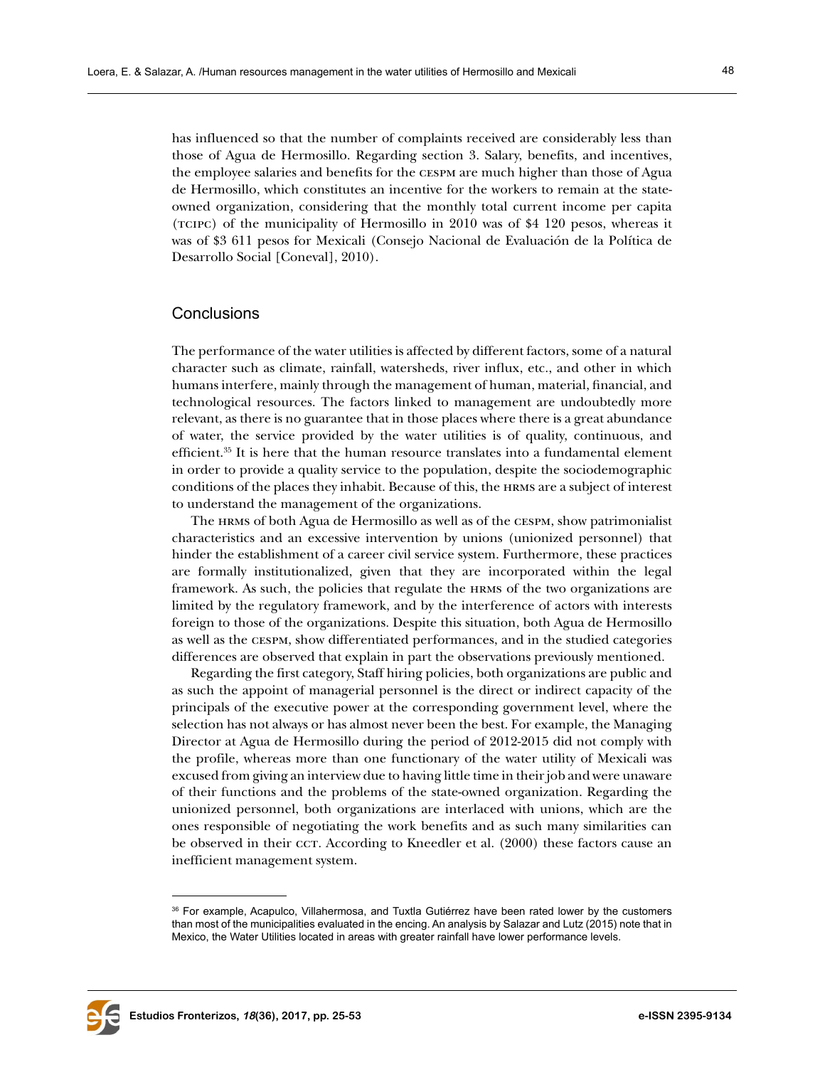has influenced so that the number of complaints received are considerably less than those of Agua de Hermosillo. Regarding section 3. Salary, benefits, and incentives, the employee salaries and benefits for the CESPM are much higher than those of Agua de Hermosillo, which constitutes an incentive for the workers to remain at the state-owned organization, considering that the monthly total current income per capita (TCIPC) of the municipality of Hermosillo in 2010 was of $4 120 pesos, whereas it was of $3 611 pesos for Mexicali (Consejo Nacional de Evaluación de la Política de Desarrollo Social [Coneval], 2010).

## Conclusions

The performance of the water utilities is affected by different factors, some of a natural character such as climate, rainfall, watersheds, river influx, etc., and other in which humans interfere, mainly through the management of human, material, financial, and technological resources. The factors linked to management are undoubtedly more relevant, as there is no guarantee that in those places where there is a great abundance of water, the service provided by the water utilities is of quality, continuous, and efficient.[35] It is here that the human resource translates into a fundamental element in order to provide a quality service to the population, despite the sociodemographic conditions of the places they inhabit. Because of this, the HRMS are a subject of interest to understand the management of the organizations.

The HRMS of both Agua de Hermosillo as well as of the CESPM, show patrimonialist characteristics and an excessive intervention by unions (unionized personnel) that hinder the establishment of a career civil service system. Furthermore, these practices are formally institutionalized, given that they are incorporated within the legal framework. As such, the policies that regulate the HRMS of the two organizations are limited by the regulatory framework, and by the interference of actors with interests foreign to those of the organizations. Despite this situation, both Agua de Hermosillo as well as the CESPM, show differentiated performances, and in the studied categories differences are observed that explain in part the observations previously mentioned.

Regarding the first category, Staff hiring policies, both organizations are public and as such the appoint of managerial personnel is the direct or indirect capacity of the principals of the executive power at the corresponding government level, where the selection has not always or has almost never been the best. For example, the Managing Director at Agua de Hermosillo during the period of 2012-2015 did not comply with the profile, whereas more than one functionary of the water utility of Mexicali was excused from giving an interview due to having little time in their job and were unaware of their functions and the problems of the state-owned organization. Regarding the unionized personnel, both organizations are interlaced with unions, which are the ones responsible of negotiating the work benefits and as such many similarities can be observed in their CCT. According to Kneedler et al. (2000) these factors cause an inefficient management system.

---

[36] For example, Acapulco, Villahermosa, and Tuxtla Gutiérrez have been rated lower by the customers than most of the municipalities evaluated in the encing. An analysis by Salazar and Lutz (2015) note that in Mexico, the Water Utilities located in areas with greater rainfall have lower performance levels.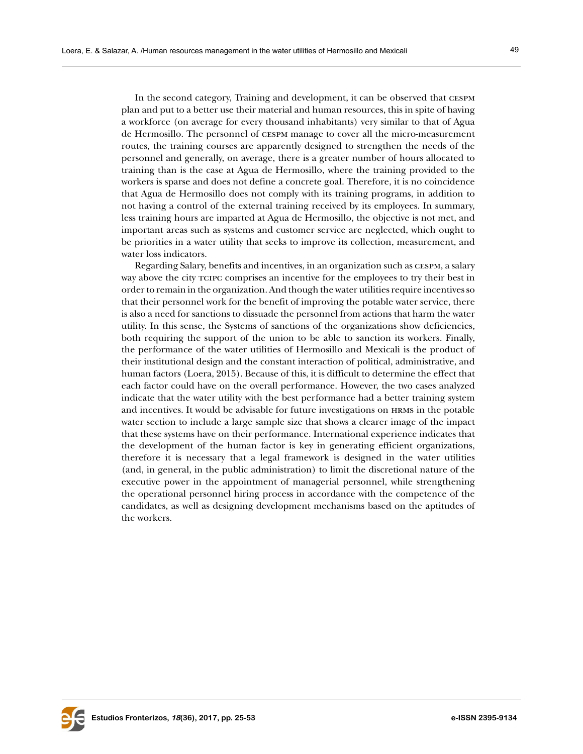In the second category, Training and development, it can be observed that CESPM plan and put to a better use their material and human resources, this in spite of having a workforce (on average for every thousand inhabitants) very similar to that of Agua de Hermosillo. The personnel of CESPM manage to cover all the micro-measurement routes, the training courses are apparently designed to strengthen the needs of the personnel and generally, on average, there is a greater number of hours allocated to training than is the case at Agua de Hermosillo, where the training provided to the workers is sparse and does not define a concrete goal. Therefore, it is no coincidence that Agua de Hermosillo does not comply with its training programs, in addition to not having a control of the external training received by its employees. In summary, less training hours are imparted at Agua de Hermosillo, the objective is not met, and important areas such as systems and customer service are neglected, which ought to be priorities in a water utility that seeks to improve its collection, measurement, and water loss indicators.

Regarding Salary, benefits and incentives, in an organization such as CESPM, a salary way above the city TCIPC comprises an incentive for the employees to try their best in order to remain in the organization. And though the water utilities require incentives so that their personnel work for the benefit of improving the potable water service, there is also a need for sanctions to dissuade the personnel from actions that harm the water utility. In this sense, the Systems of sanctions of the organizations show deficiencies, both requiring the support of the union to be able to sanction its workers. Finally, the performance of the water utilities of Hermosillo and Mexicali is the product of their institutional design and the constant interaction of political, administrative, and human factors (Loera, 2015). Because of this, it is difficult to determine the effect that each factor could have on the overall performance. However, the two cases analyzed indicate that the water utility with the best performance had a better training system and incentives. It would be advisable for future investigations on HRMS in the potable water section to include a large sample size that shows a clearer image of the impact that these systems have on their performance. International experience indicates that the development of the human factor is key in generating efficient organizations, therefore it is necessary that a legal framework is designed in the water utilities (and, in general, in the public administration) to limit the discretional nature of the executive power in the appointment of managerial personnel, while strengthening the operational personnel hiring process in accordance with the competence of the candidates, as well as designing development mechanisms based on the aptitudes of the workers.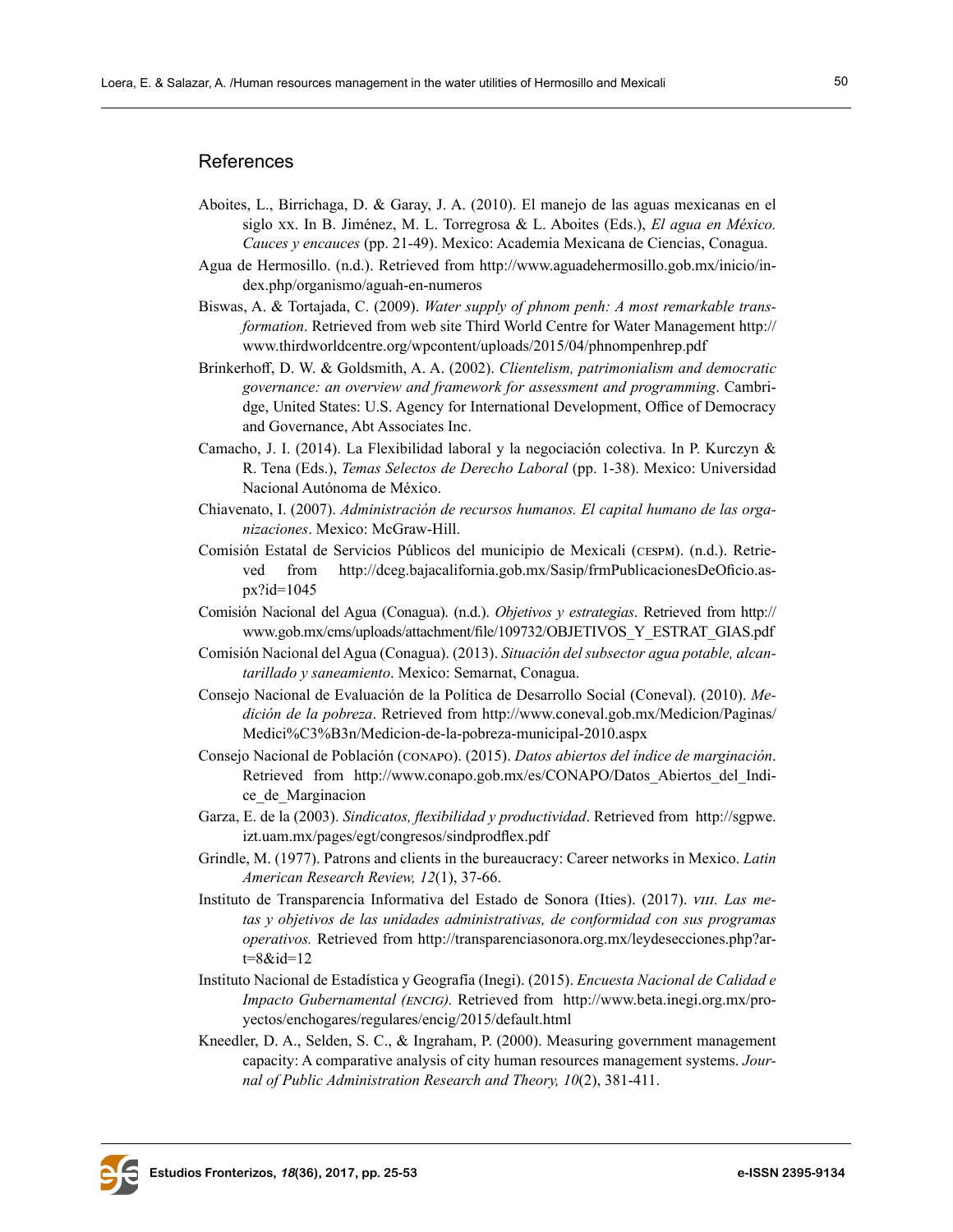## References

Aboites, L., Birrichaga, D. & Garay, J. A. (2010). El manejo de las aguas mexicanas en el siglo xx. In B. Jiménez, M. L. Torregrosa & L. Aboites (Eds.), *El agua en México. Cauces y encauces* (pp. 21-49). Mexico: Academia Mexicana de Ciencias, Conagua.

Agua de Hermosillo. (n.d.). Retrieved from http://www.aguadehermosillo.gob.mx/inicio/index.php/organismo/aguah-en-numeros

Biswas, A. & Tortajada, C. (2009). *Water supply of phnom penh: A most remarkable transformation*. Retrieved from web site Third World Centre for Water Management http://www.thirdworldcentre.org/wpcontent/uploads/2015/04/phnompenhrep.pdf

Brinkerhoff, D. W. & Goldsmith, A. A. (2002). *Clientelism, patrimonialism and democratic governance: an overview and framework for assessment and programming*. Cambridge, United States: U.S. Agency for International Development, Office of Democracy and Governance, Abt Associates Inc.

Camacho, J. I. (2014). La Flexibilidad laboral y la negociación colectiva. In P. Kurczyn & R. Tena (Eds.), *Temas Selectos de Derecho Laboral* (pp. 1-38). Mexico: Universidad Nacional Autónoma de México.

Chiavenato, I. (2007). *Administración de recursos humanos. El capital humano de las organizaciones*. Mexico: McGraw-Hill.

Comisión Estatal de Servicios Públicos del municipio de Mexicali (CESPM). (n.d.). Retrieved from http://dceg.bajacalifornia.gob.mx/Sasip/frmPublicacionesDeOficio.aspx?id=1045

Comisión Nacional del Agua (Conagua). (n.d.). *Objetivos y estrategias*. Retrieved from http://www.gob.mx/cms/uploads/attachment/file/109732/OBJETIVOS_Y_ESTRAT_GIAS.pdf

Comisión Nacional del Agua (Conagua). (2013). *Situación del subsector agua potable, alcantarillado y saneamiento*. Mexico: Semarnat, Conagua.

Consejo Nacional de Evaluación de la Política de Desarrollo Social (Coneval). (2010). *Medición de la pobreza*. Retrieved from http://www.coneval.gob.mx/Medicion/Paginas/Medici%C3%B3n/Medicion-de-la-pobreza-municipal-2010.aspx

Consejo Nacional de Población (CONAPO). (2015). *Datos abiertos del índice de marginación*. Retrieved from http://www.conapo.gob.mx/es/CONAPO/Datos_Abiertos_del_Indice_de_Marginacion

Garza, E. de la (2003). *Sindicatos, flexibilidad y productividad*. Retrieved from http://sgpwe.izt.uam.mx/pages/egt/congresos/sindprodflex.pdf

Grindle, M. (1977). Patrons and clients in the bureaucracy: Career networks in Mexico. *Latin American Research Review, 12*(1), 37-66.

Instituto de Transparencia Informativa del Estado de Sonora (Ities). (2017). *VIII. Las metas y objetivos de las unidades administrativas, de conformidad con sus programas operativos.* Retrieved from http://transparenciasonora.org.mx/leydesecciones.php?art=8&id=12

Instituto Nacional de Estadística y Geografía (Inegi). (2015). *Encuesta Nacional de Calidad e Impacto Gubernamental (ENCIG).* Retrieved from http://www.beta.inegi.org.mx/proyectos/enchogares/regulares/encig/2015/default.html

Kneedler, D. A., Selden, S. C., & Ingraham, P. (2000). Measuring government management capacity: A comparative analysis of city human resources management systems. *Journal of Public Administration Research and Theory, 10*(2), 381-411.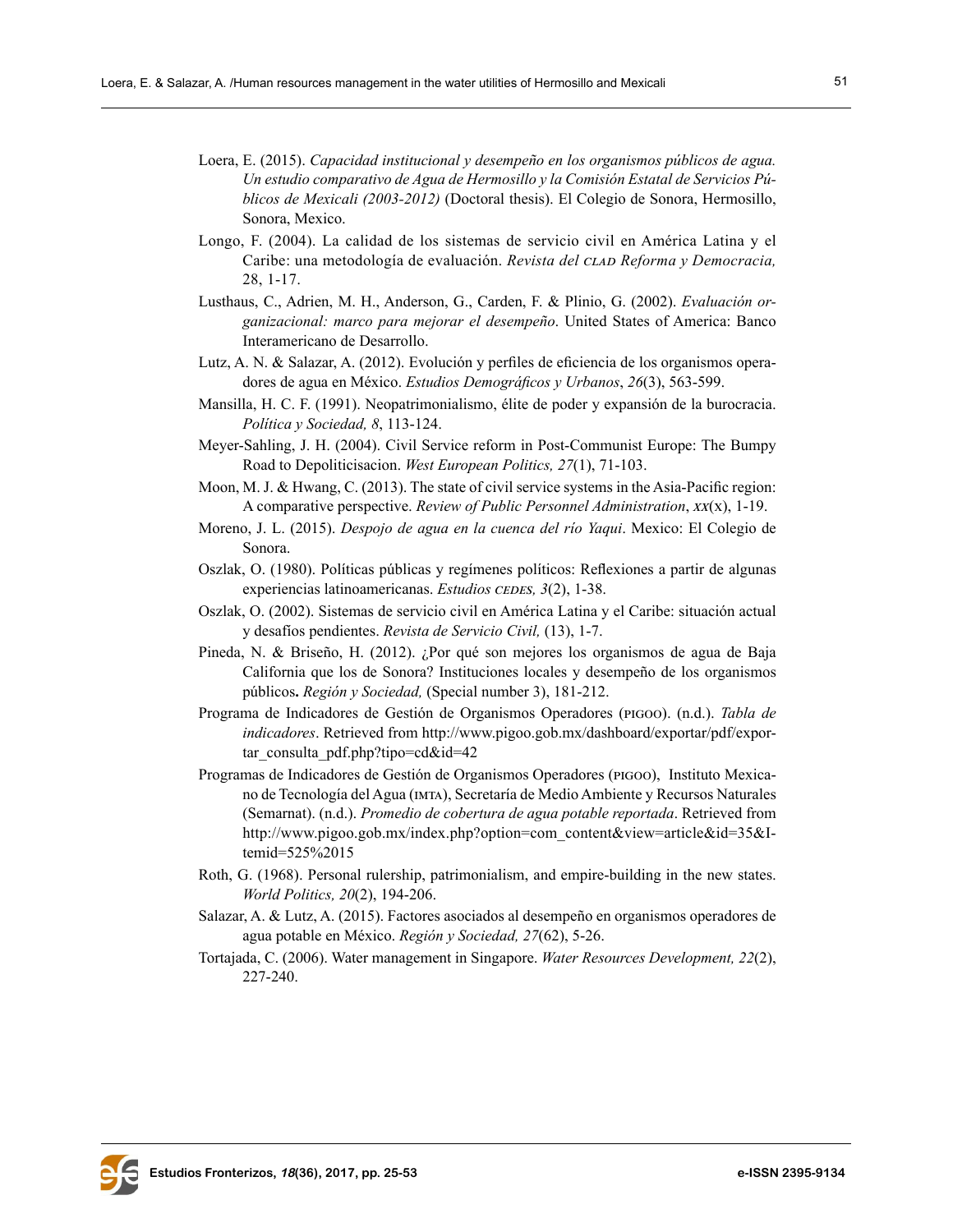Loera, E. (2015). *Capacidad institucional y desempeño en los organismos públicos de agua. Un estudio comparativo de Agua de Hermosillo y la Comisión Estatal de Servicios Públicos de Mexicali (2003-2012)* (Doctoral thesis). El Colegio de Sonora, Hermosillo, Sonora, Mexico.

Longo, F. (2004). La calidad de los sistemas de servicio civil en América Latina y el Caribe: una metodología de evaluación. *Revista del CLAD Reforma y Democracia,* 28, 1-17.

Lusthaus, C., Adrien, M. H., Anderson, G., Carden, F. & Plinio, G. (2002). *Evaluación organizacional: marco para mejorar el desempeño*. United States of America: Banco Interamericano de Desarrollo.

Lutz, A. N. & Salazar, A. (2012). Evolución y perfiles de eficiencia de los organismos operadores de agua en México. *Estudios Demográficos y Urbanos*, *26*(3), 563-599.

Mansilla, H. C. F. (1991). Neopatrimonialismo, élite de poder y expansión de la burocracia. *Política y Sociedad, 8*, 113-124.

Meyer-Sahling, J. H. (2004). Civil Service reform in Post-Communist Europe: The Bumpy Road to Depoliticisacion. *West European Politics, 27*(1), 71-103.

Moon, M. J. & Hwang, C. (2013). The state of civil service systems in the Asia-Pacific region: A comparative perspective. *Review of Public Personnel Administration*, *xx*(x), 1-19.

Moreno, J. L. (2015). *Despojo de agua en la cuenca del río Yaqui*. Mexico: El Colegio de Sonora.

Oszlak, O. (1980). Políticas públicas y regímenes políticos: Reflexiones a partir de algunas experiencias latinoamericanas. *Estudios CEDES, 3*(2), 1-38.

Oszlak, O. (2002). Sistemas de servicio civil en América Latina y el Caribe: situación actual y desafíos pendientes. *Revista de Servicio Civil,* (13), 1-7.

Pineda, N. & Briseño, H. (2012). ¿Por qué son mejores los organismos de agua de Baja California que los de Sonora? Instituciones locales y desempeño de los organismos públicos**.** *Región y Sociedad,* (Special number 3), 181-212.

Programa de Indicadores de Gestión de Organismos Operadores (PIGOO). (n.d.). *Tabla de indicadores*. Retrieved from http://www.pigoo.gob.mx/dashboard/exportar/pdf/exportar_consulta_pdf.php?tipo=cd&id=42

Programas de Indicadores de Gestión de Organismos Operadores (PIGOO), Instituto Mexicano de Tecnología del Agua (IMTA), Secretaría de Medio Ambiente y Recursos Naturales (Semarnat). (n.d.). *Promedio de cobertura de agua potable reportada*. Retrieved from http://www.pigoo.gob.mx/index.php?option=com_content&view=article&id=35&Itemid=525%2015

Roth, G. (1968). Personal rulership, patrimonialism, and empire-building in the new states. *World Politics, 20*(2), 194-206.

Salazar, A. & Lutz, A. (2015). Factores asociados al desempeño en organismos operadores de agua potable en México. *Región y Sociedad, 27*(62), 5-26.

Tortajada, C. (2006). Water management in Singapore. *Water Resources Development, 22*(2), 227-240.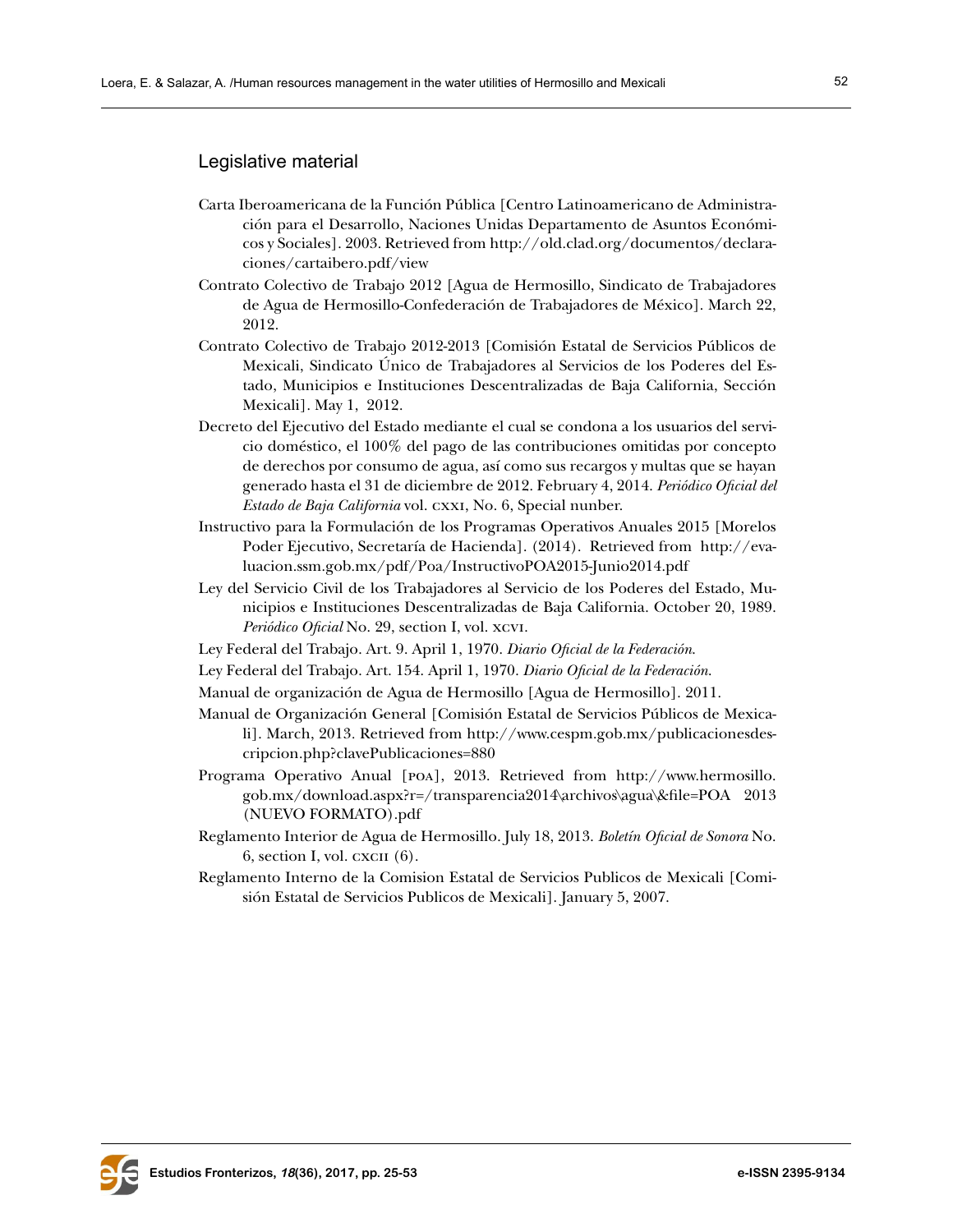## Legislative material

Carta Iberoamericana de la Función Pública [Centro Latinoamericano de Administración para el Desarrollo, Naciones Unidas Departamento de Asuntos Económicos y Sociales]. 2003. Retrieved from http://old.clad.org/documentos/declaraciones/cartaibero.pdf/view

Contrato Colectivo de Trabajo 2012 [Agua de Hermosillo, Sindicato de Trabajadores de Agua de Hermosillo-Confederación de Trabajadores de México]. March 22, 2012.

Contrato Colectivo de Trabajo 2012-2013 [Comisión Estatal de Servicios Públicos de Mexicali, Sindicato Único de Trabajadores al Servicios de los Poderes del Estado, Municipios e Instituciones Descentralizadas de Baja California, Sección Mexicali]. May 1, 2012.

Decreto del Ejecutivo del Estado mediante el cual se condona a los usuarios del servicio doméstico, el 100% del pago de las contribuciones omitidas por concepto de derechos por consumo de agua, así como sus recargos y multas que se hayan generado hasta el 31 de diciembre de 2012. February 4, 2014. *Periódico Oficial del Estado de Baja California* vol. CXXI, No. 6, Special nunber.

Instructivo para la Formulación de los Programas Operativos Anuales 2015 [Morelos Poder Ejecutivo, Secretaría de Hacienda]. (2014). Retrieved from http://evaluacion.ssm.gob.mx/pdf/Poa/InstructivoPOA2015-Junio2014.pdf

Ley del Servicio Civil de los Trabajadores al Servicio de los Poderes del Estado, Municipios e Instituciones Descentralizadas de Baja California. October 20, 1989. *Periódico Oficial* No. 29, section I, vol. XCVI.

Ley Federal del Trabajo. Art. 9. April 1, 1970. *Diario Oficial de la Federación*.

Ley Federal del Trabajo. Art. 154. April 1, 1970. *Diario Oficial de la Federación*.

Manual de organización de Agua de Hermosillo [Agua de Hermosillo]. 2011.

Manual de Organización General [Comisión Estatal de Servicios Públicos de Mexicali]. March, 2013. Retrieved from http://www.cespm.gob.mx/publicacionesdescripcion.php?clavePublicaciones=880

Programa Operativo Anual [POA], 2013. Retrieved from http://www.hermosillo.gob.mx/download.aspx?r=/transparencia2014\archivos\agua\&file=POA 2013 (NUEVO FORMATO).pdf

Reglamento Interior de Agua de Hermosillo. July 18, 2013. *Boletín Oficial de Sonora* No. 6, section I, vol. CXCII (6).

Reglamento Interno de la Comision Estatal de Servicios Publicos de Mexicali [Comisión Estatal de Servicios Publicos de Mexicali]. January 5, 2007.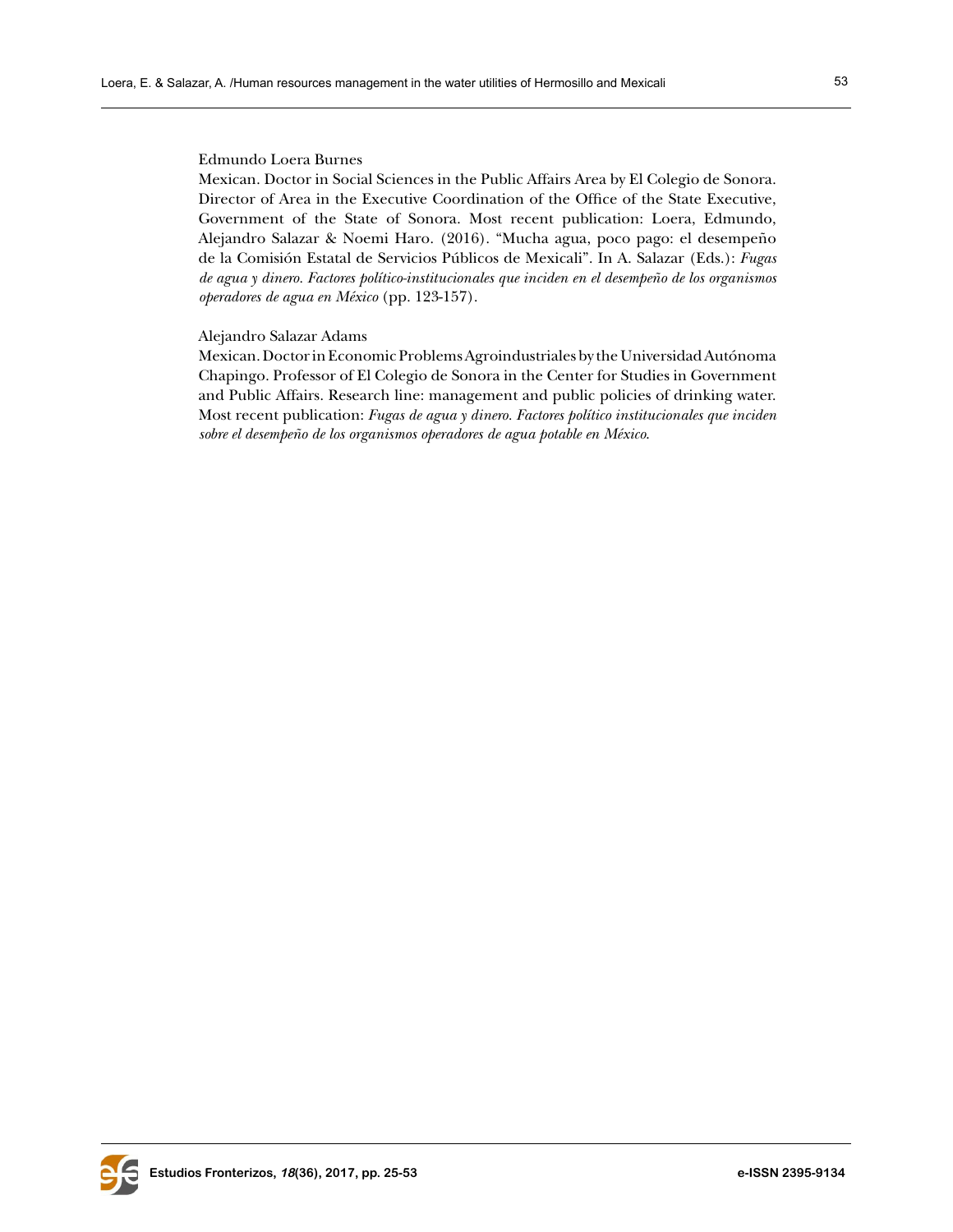Edmundo Loera Burnes

Mexican. Doctor in Social Sciences in the Public Affairs Area by El Colegio de Sonora. Director of Area in the Executive Coordination of the Office of the State Executive, Government of the State of Sonora. Most recent publication: Loera, Edmundo, Alejandro Salazar & Noemi Haro. (2016). "Mucha agua, poco pago: el desempeño de la Comisión Estatal de Servicios Públicos de Mexicali". In A. Salazar (Eds.): *Fugas de agua y dinero. Factores político-institucionales que inciden en el desempeño de los organismos operadores de agua en México* (pp. 123-157).

Alejandro Salazar Adams

Mexican. Doctor in Economic Problems Agroindustriales by the Universidad Autónoma Chapingo. Professor of El Colegio de Sonora in the Center for Studies in Government and Public Affairs. Research line: management and public policies of drinking water. Most recent publication: *Fugas de agua y dinero. Factores político institucionales que inciden sobre el desempeño de los organismos operadores de agua potable en México*.